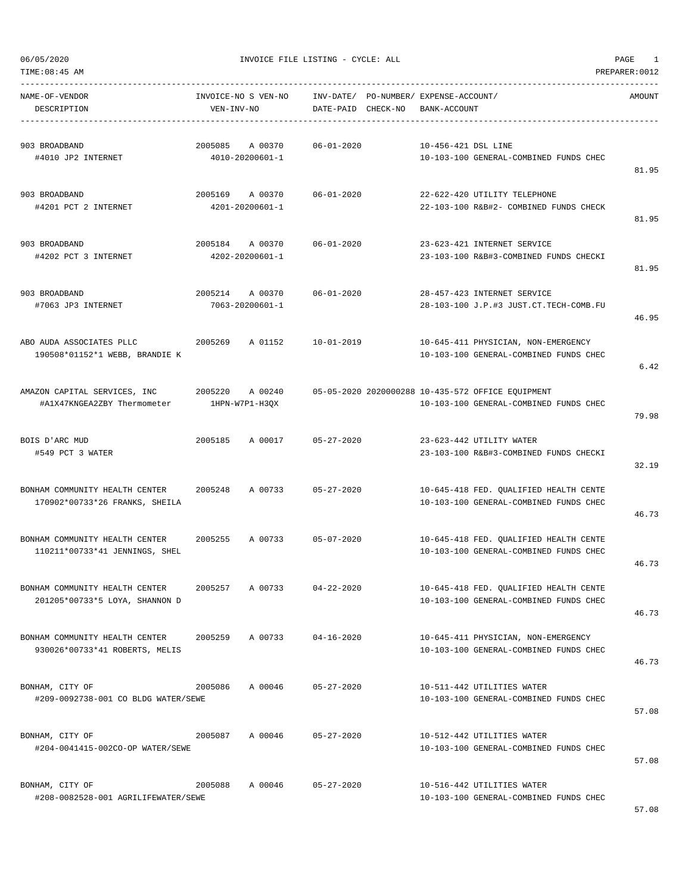06/05/2020 INVOICE FILE LISTING - CYCLE: ALL

TIME:08:45 AM PREPARER:0012

| NAME-OF-VENDOR / DESCRIPTION | INVOICE-NO S VEN-NO / VEN-INV-NO | INV-DATE/ DATE-PAID | PO-NUMBER/ CHECK-NO | EXPENSE-ACCOUNT/ BANK-ACCOUNT | AMOUNT |
|---|---|---|---|---|---|
| 903 BROADBAND<br>#4010 JP2 INTERNET | 2005085 A 00370<br>4010-20200601-1 | 06-01-2020 | | 10-456-421 DSL LINE<br>10-103-100 GENERAL-COMBINED FUNDS CHEC | 81.95 |
| 903 BROADBAND<br>#4201 PCT 2 INTERNET | 2005169 A 00370<br>4201-20200601-1 | 06-01-2020 | | 22-622-420 UTILITY TELEPHONE<br>22-103-100 R&B#2- COMBINED FUNDS CHECK | 81.95 |
| 903 BROADBAND<br>#4202 PCT 3 INTERNET | 2005184 A 00370<br>4202-20200601-1 | 06-01-2020 | | 23-623-421 INTERNET SERVICE<br>23-103-100 R&B#3-COMBINED FUNDS CHECKI | 81.95 |
| 903 BROADBAND<br>#7063 JP3 INTERNET | 2005214 A 00370<br>7063-20200601-1 | 06-01-2020 | | 28-457-423 INTERNET SERVICE<br>28-103-100 J.P.#3 JUST.CT.TECH-COMB.FU | 46.95 |
| ABO AUDA ASSOCIATES PLLC<br>190508*01152*1 WEBB, BRANDIE K | 2005269 A 01152 | 10-01-2019 | | 10-645-411 PHYSICIAN, NON-EMERGENCY<br>10-103-100 GENERAL-COMBINED FUNDS CHEC | 6.42 |
| AMAZON CAPITAL SERVICES, INC<br>#A1X47KNGEA2ZBY Thermometer | 2005220 A 00240<br>1HPN-W7P1-H3QX | 05-05-2020 | 2020000288 | 10-435-572 OFFICE EQUIPMENT<br>10-103-100 GENERAL-COMBINED FUNDS CHEC | 79.98 |
| BOIS D'ARC MUD<br>#549 PCT 3 WATER | 2005185 A 00017 | 05-27-2020 | | 23-623-442 UTILITY WATER<br>23-103-100 R&B#3-COMBINED FUNDS CHECKI | 32.19 |
| BONHAM COMMUNITY HEALTH CENTER<br>170902*00733*26 FRANKS, SHEILA | 2005248 A 00733 | 05-27-2020 | | 10-645-418 FED. QUALIFIED HEALTH CENTE<br>10-103-100 GENERAL-COMBINED FUNDS CHEC | 46.73 |
| BONHAM COMMUNITY HEALTH CENTER<br>110211*00733*41 JENNINGS, SHEL | 2005255 A 00733 | 05-07-2020 | | 10-645-418 FED. QUALIFIED HEALTH CENTE<br>10-103-100 GENERAL-COMBINED FUNDS CHEC | 46.73 |
| BONHAM COMMUNITY HEALTH CENTER<br>201205*00733*5 LOYA, SHANNON D | 2005257 A 00733 | 04-22-2020 | | 10-645-418 FED. QUALIFIED HEALTH CENTE<br>10-103-100 GENERAL-COMBINED FUNDS CHEC | 46.73 |
| BONHAM COMMUNITY HEALTH CENTER<br>930026*00733*41 ROBERTS, MELIS | 2005259 A 00733 | 04-16-2020 | | 10-645-411 PHYSICIAN, NON-EMERGENCY<br>10-103-100 GENERAL-COMBINED FUNDS CHEC | 46.73 |
| BONHAM, CITY OF<br>#209-0092738-001 CO BLDG WATER/SEWE | 2005086 A 00046 | 05-27-2020 | | 10-511-442 UTILITIES WATER<br>10-103-100 GENERAL-COMBINED FUNDS CHEC | 57.08 |
| BONHAM, CITY OF<br>#204-0041415-002CO-OP WATER/SEWE | 2005087 A 00046 | 05-27-2020 | | 10-512-442 UTILITIES WATER<br>10-103-100 GENERAL-COMBINED FUNDS CHEC | 57.08 |
| BONHAM, CITY OF<br>#208-0082528-001 AGRILIFEWATER/SEWE | 2005088 A 00046 | 05-27-2020 | | 10-516-442 UTILITIES WATER<br>10-103-100 GENERAL-COMBINED FUNDS CHEC | 57.08 |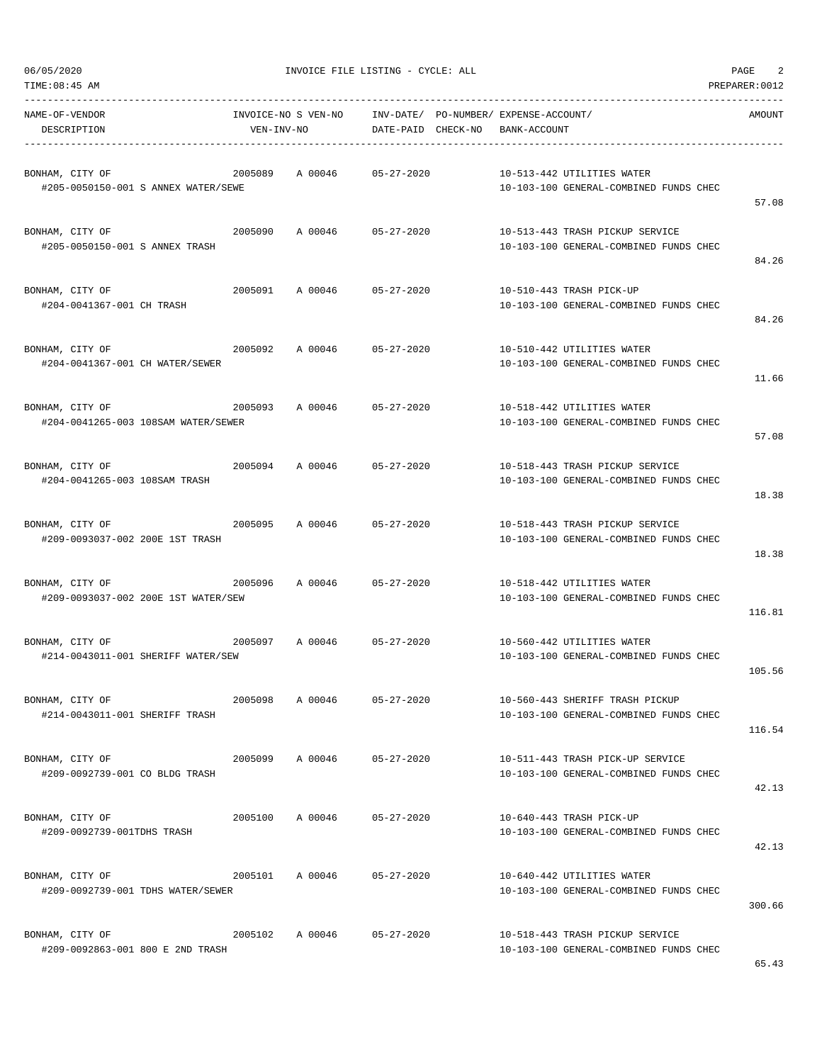06/05/2020 INVOICE FILE LISTING - CYCLE: ALL

TIME:08:45 AM PREPARER:0012

| NAME-OF-VENDOR DESCRIPTION | INVOICE-NO | S VEN-NO VEN-INV-NO | INV-DATE/ DATE-PAID | PO-NUMBER/ CHECK-NO | EXPENSE-ACCOUNT/ BANK-ACCOUNT | AMOUNT |
|---|---|---|---|---|---|---|
| BONHAM, CITY OF #205-0050150-001 S ANNEX WATER/SEWE | 2005089 | A 00046 | 05-27-2020 | | 10-513-442 UTILITIES WATER 10-103-100 GENERAL-COMBINED FUNDS CHEC | 57.08 |
| BONHAM, CITY OF #205-0050150-001 S ANNEX TRASH | 2005090 | A 00046 | 05-27-2020 | | 10-513-443 TRASH PICKUP SERVICE 10-103-100 GENERAL-COMBINED FUNDS CHEC | 84.26 |
| BONHAM, CITY OF #204-0041367-001 CH TRASH | 2005091 | A 00046 | 05-27-2020 | | 10-510-443 TRASH PICK-UP 10-103-100 GENERAL-COMBINED FUNDS CHEC | 84.26 |
| BONHAM, CITY OF #204-0041367-001 CH WATER/SEWER | 2005092 | A 00046 | 05-27-2020 | | 10-510-442 UTILITIES WATER 10-103-100 GENERAL-COMBINED FUNDS CHEC | 11.66 |
| BONHAM, CITY OF #204-0041265-003 108SAM WATER/SEWER | 2005093 | A 00046 | 05-27-2020 | | 10-518-442 UTILITIES WATER 10-103-100 GENERAL-COMBINED FUNDS CHEC | 57.08 |
| BONHAM, CITY OF #204-0041265-003 108SAM TRASH | 2005094 | A 00046 | 05-27-2020 | | 10-518-443 TRASH PICKUP SERVICE 10-103-100 GENERAL-COMBINED FUNDS CHEC | 18.38 |
| BONHAM, CITY OF #209-0093037-002 200E 1ST TRASH | 2005095 | A 00046 | 05-27-2020 | | 10-518-443 TRASH PICKUP SERVICE 10-103-100 GENERAL-COMBINED FUNDS CHEC | 18.38 |
| BONHAM, CITY OF #209-0093037-002 200E 1ST WATER/SEW | 2005096 | A 00046 | 05-27-2020 | | 10-518-442 UTILITIES WATER 10-103-100 GENERAL-COMBINED FUNDS CHEC | 116.81 |
| BONHAM, CITY OF #214-0043011-001 SHERIFF WATER/SEW | 2005097 | A 00046 | 05-27-2020 | | 10-560-442 UTILITIES WATER 10-103-100 GENERAL-COMBINED FUNDS CHEC | 105.56 |
| BONHAM, CITY OF #214-0043011-001 SHERIFF TRASH | 2005098 | A 00046 | 05-27-2020 | | 10-560-443 SHERIFF TRASH PICKUP 10-103-100 GENERAL-COMBINED FUNDS CHEC | 116.54 |
| BONHAM, CITY OF #209-0092739-001 CO BLDG TRASH | 2005099 | A 00046 | 05-27-2020 | | 10-511-443 TRASH PICK-UP SERVICE 10-103-100 GENERAL-COMBINED FUNDS CHEC | 42.13 |
| BONHAM, CITY OF #209-0092739-001TDHS TRASH | 2005100 | A 00046 | 05-27-2020 | | 10-640-443 TRASH PICK-UP 10-103-100 GENERAL-COMBINED FUNDS CHEC | 42.13 |
| BONHAM, CITY OF #209-0092739-001 TDHS WATER/SEWER | 2005101 | A 00046 | 05-27-2020 | | 10-640-442 UTILITIES WATER 10-103-100 GENERAL-COMBINED FUNDS CHEC | 300.66 |
| BONHAM, CITY OF #209-0092863-001 800 E 2ND TRASH | 2005102 | A 00046 | 05-27-2020 | | 10-518-443 TRASH PICKUP SERVICE 10-103-100 GENERAL-COMBINED FUNDS CHEC | 65.43 |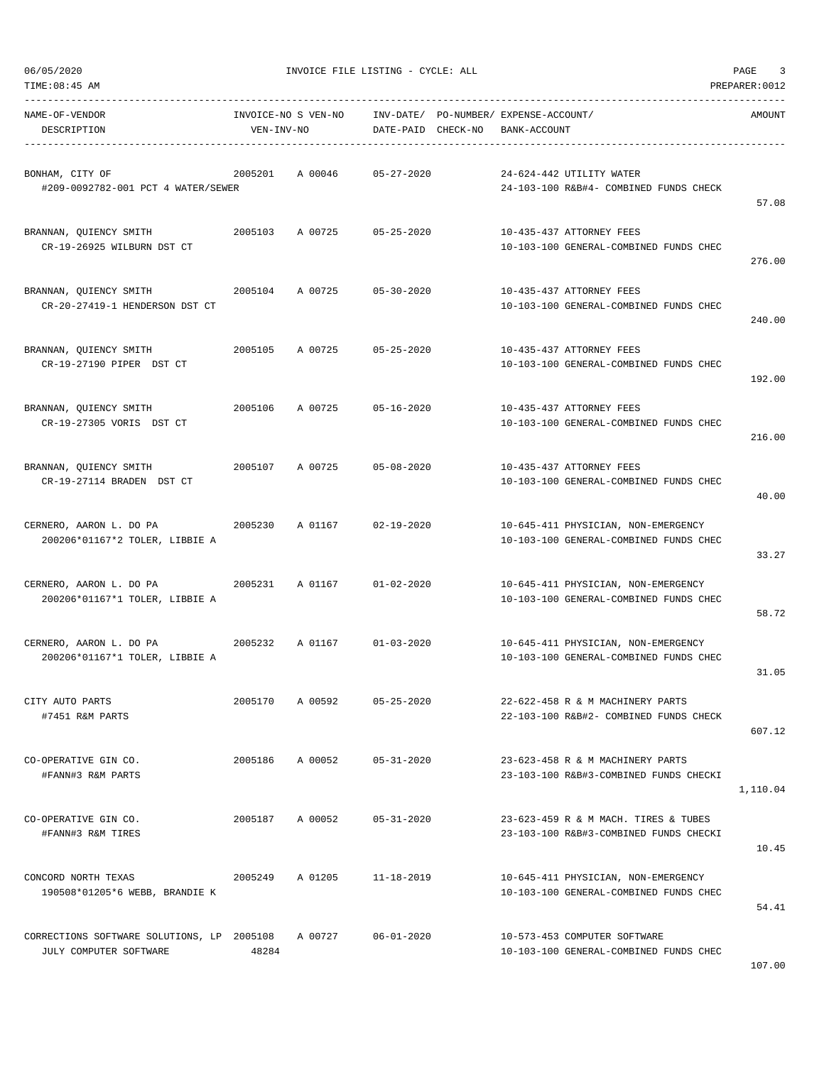06/05/2020 INVOICE FILE LISTING - CYCLE: ALL

TIME:08:45 AM PREPARER:0012

| NAME-OF-VENDOR / DESCRIPTION | INVOICE-NO / VEN-INV-NO | S | VEN-NO | INV-DATE/ DATE-PAID | PO-NUMBER/ CHECK-NO | EXPENSE-ACCOUNT/ BANK-ACCOUNT | AMOUNT |
|---|---|---|---|---|---|---|---|
| BONHAM, CITY OF<br>#209-0092782-001 PCT 4 WATER/SEWER | 2005201 | A | 00046 | 05-27-2020 | | 24-624-442 UTILITY WATER<br>24-103-100 R&B#4- COMBINED FUNDS CHECK | 57.08 |
| BRANNAN, QUIENCY SMITH<br>CR-19-26925 WILBURN DST CT | 2005103 | A | 00725 | 05-25-2020 | | 10-435-437 ATTORNEY FEES<br>10-103-100 GENERAL-COMBINED FUNDS CHEC | 276.00 |
| BRANNAN, QUIENCY SMITH<br>CR-20-27419-1 HENDERSON DST CT | 2005104 | A | 00725 | 05-30-2020 | | 10-435-437 ATTORNEY FEES<br>10-103-100 GENERAL-COMBINED FUNDS CHEC | 240.00 |
| BRANNAN, QUIENCY SMITH<br>CR-19-27190 PIPER DST CT | 2005105 | A | 00725 | 05-25-2020 | | 10-435-437 ATTORNEY FEES<br>10-103-100 GENERAL-COMBINED FUNDS CHEC | 192.00 |
| BRANNAN, QUIENCY SMITH<br>CR-19-27305 VORIS DST CT | 2005106 | A | 00725 | 05-16-2020 | | 10-435-437 ATTORNEY FEES<br>10-103-100 GENERAL-COMBINED FUNDS CHEC | 216.00 |
| BRANNAN, QUIENCY SMITH<br>CR-19-27114 BRADEN DST CT | 2005107 | A | 00725 | 05-08-2020 | | 10-435-437 ATTORNEY FEES<br>10-103-100 GENERAL-COMBINED FUNDS CHEC | 40.00 |
| CERNERO, AARON L. DO PA<br>200206*01167*2 TOLER, LIBBIE A | 2005230 | A | 01167 | 02-19-2020 | | 10-645-411 PHYSICIAN, NON-EMERGENCY<br>10-103-100 GENERAL-COMBINED FUNDS CHEC | 33.27 |
| CERNERO, AARON L. DO PA<br>200206*01167*1 TOLER, LIBBIE A | 2005231 | A | 01167 | 01-02-2020 | | 10-645-411 PHYSICIAN, NON-EMERGENCY<br>10-103-100 GENERAL-COMBINED FUNDS CHEC | 58.72 |
| CERNERO, AARON L. DO PA<br>200206*01167*1 TOLER, LIBBIE A | 2005232 | A | 01167 | 01-03-2020 | | 10-645-411 PHYSICIAN, NON-EMERGENCY<br>10-103-100 GENERAL-COMBINED FUNDS CHEC | 31.05 |
| CITY AUTO PARTS<br>#7451 R&M PARTS | 2005170 | A | 00592 | 05-25-2020 | | 22-622-458 R & M MACHINERY PARTS<br>22-103-100 R&B#2- COMBINED FUNDS CHECK | 607.12 |
| CO-OPERATIVE GIN CO.<br>#FANN#3 R&M PARTS | 2005186 | A | 00052 | 05-31-2020 | | 23-623-458 R & M MACHINERY PARTS<br>23-103-100 R&B#3-COMBINED FUNDS CHECKI | 1,110.04 |
| CO-OPERATIVE GIN CO.<br>#FANN#3 R&M TIRES | 2005187 | A | 00052 | 05-31-2020 | | 23-623-459 R & M MACH. TIRES & TUBES<br>23-103-100 R&B#3-COMBINED FUNDS CHECKI | 10.45 |
| CONCORD NORTH TEXAS<br>190508*01205*6 WEBB, BRANDIE K | 2005249 | A | 01205 | 11-18-2019 | | 10-645-411 PHYSICIAN, NON-EMERGENCY<br>10-103-100 GENERAL-COMBINED FUNDS CHEC | 54.41 |
| CORRECTIONS SOFTWARE SOLUTIONS, LP<br>JULY COMPUTER SOFTWARE | 2005108<br>48284 | A | 00727 | 06-01-2020 | | 10-573-453 COMPUTER SOFTWARE<br>10-103-100 GENERAL-COMBINED FUNDS CHEC | 107.00 |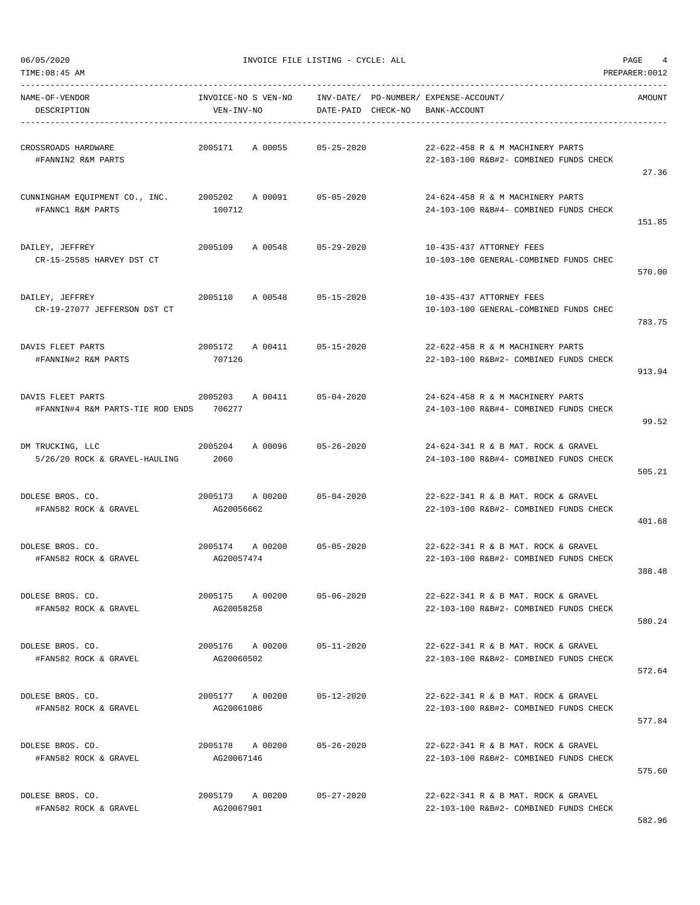06/05/2020 INVOICE FILE LISTING - CYCLE: ALL

TIME:08:45 AM PREPARER:0012

| NAME-OF-VENDOR / DESCRIPTION | INVOICE-NO S VEN-NO / VEN-INV-NO | INV-DATE/ DATE-PAID | PO-NUMBER/ CHECK-NO | EXPENSE-ACCOUNT/ BANK-ACCOUNT | AMOUNT |
|---|---|---|---|---|---|
| CROSSROADS HARDWARE<br>#FANNIN2 R&M PARTS | 2005171 A 00055 | 05-25-2020 | | 22-622-458 R & M MACHINERY PARTS<br>22-103-100 R&B#2- COMBINED FUNDS CHECK | 27.36 |
| CUNNINGHAM EQUIPMENT CO., INC.<br>#FANNC1 R&M PARTS | 2005202 A 00091<br>100712 | 05-05-2020 | | 24-624-458 R & M MACHINERY PARTS<br>24-103-100 R&B#4- COMBINED FUNDS CHECK | 151.85 |
| DAILEY, JEFFREY<br>CR-15-25585 HARVEY DST CT | 2005109 A 00548 | 05-29-2020 | | 10-435-437 ATTORNEY FEES<br>10-103-100 GENERAL-COMBINED FUNDS CHEC | 570.00 |
| DAILEY, JEFFREY<br>CR-19-27077 JEFFERSON DST CT | 2005110 A 00548 | 05-15-2020 | | 10-435-437 ATTORNEY FEES<br>10-103-100 GENERAL-COMBINED FUNDS CHEC | 783.75 |
| DAVIS FLEET PARTS<br>#FANNIN#2 R&M PARTS | 2005172 A 00411<br>707126 | 05-15-2020 | | 22-622-458 R & M MACHINERY PARTS<br>22-103-100 R&B#2- COMBINED FUNDS CHECK | 913.94 |
| DAVIS FLEET PARTS<br>#FANNIN#4 R&M PARTS-TIE ROD ENDS | 2005203 A 00411<br>706277 | 05-04-2020 | | 24-624-458 R & M MACHINERY PARTS<br>24-103-100 R&B#4- COMBINED FUNDS CHECK | 99.52 |
| DM TRUCKING, LLC<br>5/26/20 ROCK & GRAVEL-HAULING | 2005204 A 00096<br>2060 | 05-26-2020 | | 24-624-341 R & B MAT. ROCK & GRAVEL<br>24-103-100 R&B#4- COMBINED FUNDS CHECK | 505.21 |
| DOLESE BROS. CO.<br>#FAN582 ROCK & GRAVEL | 2005173 A 00200<br>AG20056662 | 05-04-2020 | | 22-622-341 R & B MAT. ROCK & GRAVEL<br>22-103-100 R&B#2- COMBINED FUNDS CHECK | 401.68 |
| DOLESE BROS. CO.<br>#FAN582 ROCK & GRAVEL | 2005174 A 00200<br>AG20057474 | 05-05-2020 | | 22-622-341 R & B MAT. ROCK & GRAVEL<br>22-103-100 R&B#2- COMBINED FUNDS CHECK | 388.48 |
| DOLESE BROS. CO.<br>#FAN582 ROCK & GRAVEL | 2005175 A 00200<br>AG20058258 | 05-06-2020 | | 22-622-341 R & B MAT. ROCK & GRAVEL<br>22-103-100 R&B#2- COMBINED FUNDS CHECK | 580.24 |
| DOLESE BROS. CO.<br>#FAN582 ROCK & GRAVEL | 2005176 A 00200<br>AG20060502 | 05-11-2020 | | 22-622-341 R & B MAT. ROCK & GRAVEL<br>22-103-100 R&B#2- COMBINED FUNDS CHECK | 572.64 |
| DOLESE BROS. CO.<br>#FAN582 ROCK & GRAVEL | 2005177 A 00200<br>AG20061086 | 05-12-2020 | | 22-622-341 R & B MAT. ROCK & GRAVEL<br>22-103-100 R&B#2- COMBINED FUNDS CHECK | 577.84 |
| DOLESE BROS. CO.<br>#FAN582 ROCK & GRAVEL | 2005178 A 00200<br>AG20067146 | 05-26-2020 | | 22-622-341 R & B MAT. ROCK & GRAVEL<br>22-103-100 R&B#2- COMBINED FUNDS CHECK | 575.60 |
| DOLESE BROS. CO.<br>#FAN582 ROCK & GRAVEL | 2005179 A 00200<br>AG20067901 | 05-27-2020 | | 22-622-341 R & B MAT. ROCK & GRAVEL<br>22-103-100 R&B#2- COMBINED FUNDS CHECK | 582.96 |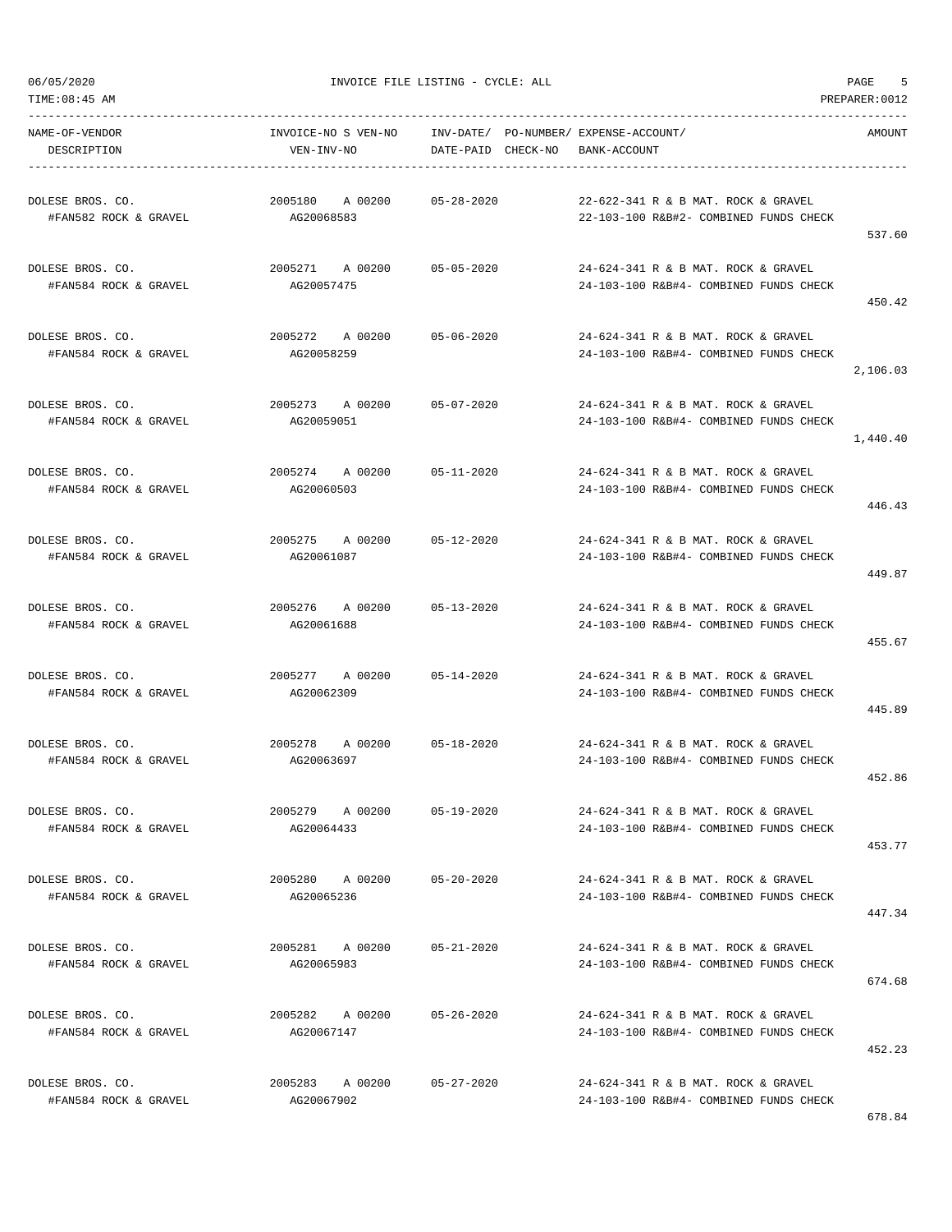06/05/2020 INVOICE FILE LISTING - CYCLE: ALL

TIME:08:45 AM PREPARER:0012

| NAME-OF-VENDOR<br>DESCRIPTION | INVOICE-NO S VEN-NO<br>VEN-INV-NO | INV-DATE/<br>DATE-PAID | PO-NUMBER/<br>CHECK-NO | EXPENSE-ACCOUNT/<br>BANK-ACCOUNT | AMOUNT |
|---|---|---|---|---|---|
| DOLESE BROS. CO.<br>#FAN582 ROCK & GRAVEL | 2005180 A 00200<br>AG20068583 | 05-28-2020 | | 22-622-341 R & B MAT. ROCK & GRAVEL<br>22-103-100 R&B#2- COMBINED FUNDS CHECK | 537.60 |
| DOLESE BROS. CO.<br>#FAN584 ROCK & GRAVEL | 2005271 A 00200<br>AG20057475 | 05-05-2020 | | 24-624-341 R & B MAT. ROCK & GRAVEL<br>24-103-100 R&B#4- COMBINED FUNDS CHECK | 450.42 |
| DOLESE BROS. CO.<br>#FAN584 ROCK & GRAVEL | 2005272 A 00200<br>AG20058259 | 05-06-2020 | | 24-624-341 R & B MAT. ROCK & GRAVEL<br>24-103-100 R&B#4- COMBINED FUNDS CHECK | 2,106.03 |
| DOLESE BROS. CO.<br>#FAN584 ROCK & GRAVEL | 2005273 A 00200<br>AG20059051 | 05-07-2020 | | 24-624-341 R & B MAT. ROCK & GRAVEL<br>24-103-100 R&B#4- COMBINED FUNDS CHECK | 1,440.40 |
| DOLESE BROS. CO.<br>#FAN584 ROCK & GRAVEL | 2005274 A 00200<br>AG20060503 | 05-11-2020 | | 24-624-341 R & B MAT. ROCK & GRAVEL<br>24-103-100 R&B#4- COMBINED FUNDS CHECK | 446.43 |
| DOLESE BROS. CO.<br>#FAN584 ROCK & GRAVEL | 2005275 A 00200<br>AG20061087 | 05-12-2020 | | 24-624-341 R & B MAT. ROCK & GRAVEL<br>24-103-100 R&B#4- COMBINED FUNDS CHECK | 449.87 |
| DOLESE BROS. CO.<br>#FAN584 ROCK & GRAVEL | 2005276 A 00200<br>AG20061688 | 05-13-2020 | | 24-624-341 R & B MAT. ROCK & GRAVEL<br>24-103-100 R&B#4- COMBINED FUNDS CHECK | 455.67 |
| DOLESE BROS. CO.<br>#FAN584 ROCK & GRAVEL | 2005277 A 00200<br>AG20062309 | 05-14-2020 | | 24-624-341 R & B MAT. ROCK & GRAVEL<br>24-103-100 R&B#4- COMBINED FUNDS CHECK | 445.89 |
| DOLESE BROS. CO.<br>#FAN584 ROCK & GRAVEL | 2005278 A 00200<br>AG20063697 | 05-18-2020 | | 24-624-341 R & B MAT. ROCK & GRAVEL<br>24-103-100 R&B#4- COMBINED FUNDS CHECK | 452.86 |
| DOLESE BROS. CO.<br>#FAN584 ROCK & GRAVEL | 2005279 A 00200<br>AG20064433 | 05-19-2020 | | 24-624-341 R & B MAT. ROCK & GRAVEL<br>24-103-100 R&B#4- COMBINED FUNDS CHECK | 453.77 |
| DOLESE BROS. CO.<br>#FAN584 ROCK & GRAVEL | 2005280 A 00200<br>AG20065236 | 05-20-2020 | | 24-624-341 R & B MAT. ROCK & GRAVEL<br>24-103-100 R&B#4- COMBINED FUNDS CHECK | 447.34 |
| DOLESE BROS. CO.<br>#FAN584 ROCK & GRAVEL | 2005281 A 00200<br>AG20065983 | 05-21-2020 | | 24-624-341 R & B MAT. ROCK & GRAVEL<br>24-103-100 R&B#4- COMBINED FUNDS CHECK | 674.68 |
| DOLESE BROS. CO.<br>#FAN584 ROCK & GRAVEL | 2005282 A 00200<br>AG20067147 | 05-26-2020 | | 24-624-341 R & B MAT. ROCK & GRAVEL<br>24-103-100 R&B#4- COMBINED FUNDS CHECK | 452.23 |
| DOLESE BROS. CO.<br>#FAN584 ROCK & GRAVEL | 2005283 A 00200<br>AG20067902 | 05-27-2020 | | 24-624-341 R & B MAT. ROCK & GRAVEL<br>24-103-100 R&B#4- COMBINED FUNDS CHECK | 678.84 |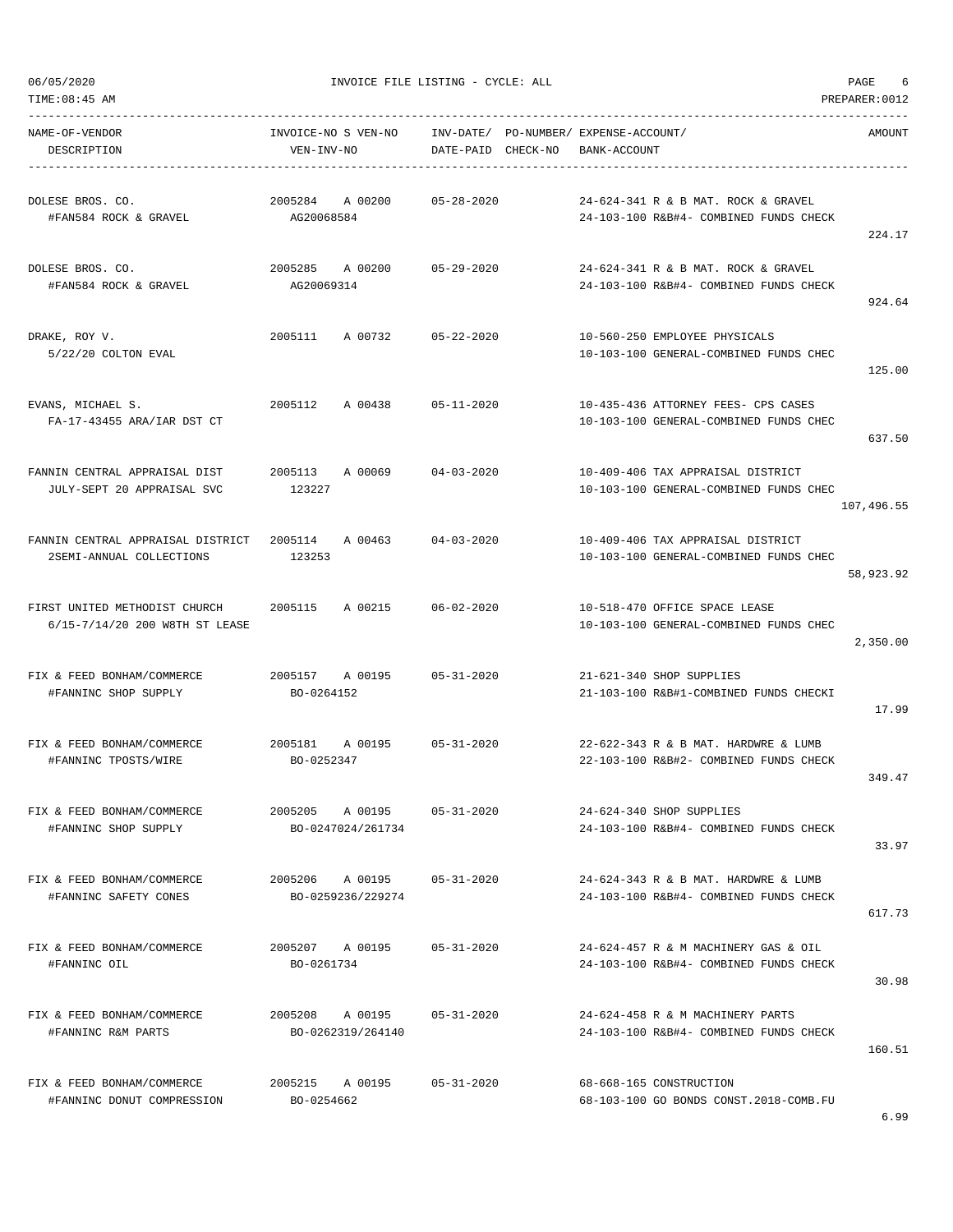| NAME-OF-VENDOR<br>DESCRIPTION | INVOICE-NO S VEN-NO<br>VEN-INV-NO | INV-DATE/<br>DATE-PAID | PO-NUMBER/<br>CHECK-NO | EXPENSE-ACCOUNT/<br>BANK-ACCOUNT | AMOUNT |
|---|---|---|---|---|---|
| DOLESE BROS. CO.<br>#FAN584 ROCK & GRAVEL | 2005284 A 00200<br>AG20068584 | 05-28-2020 | | 24-624-341 R & B MAT. ROCK & GRAVEL<br>24-103-100 R&B#4- COMBINED FUNDS CHECK | 224.17 |
| DOLESE BROS. CO.<br>#FAN584 ROCK & GRAVEL | 2005285 A 00200<br>AG20069314 | 05-29-2020 | | 24-624-341 R & B MAT. ROCK & GRAVEL<br>24-103-100 R&B#4- COMBINED FUNDS CHECK | 924.64 |
| DRAKE, ROY V.<br>5/22/20 COLTON EVAL | 2005111 A 00732 | 05-22-2020 | | 10-560-250 EMPLOYEE PHYSICALS<br>10-103-100 GENERAL-COMBINED FUNDS CHEC | 125.00 |
| EVANS, MICHAEL S.<br>FA-17-43455 ARA/IAR DST CT | 2005112 A 00438 | 05-11-2020 | | 10-435-436 ATTORNEY FEES- CPS CASES<br>10-103-100 GENERAL-COMBINED FUNDS CHEC | 637.50 |
| FANNIN CENTRAL APPRAISAL DIST<br>JULY-SEPT 20 APPRAISAL SVC | 2005113 A 00069<br>123227 | 04-03-2020 | | 10-409-406 TAX APPRAISAL DISTRICT<br>10-103-100 GENERAL-COMBINED FUNDS CHEC | 107,496.55 |
| FANNIN CENTRAL APPRAISAL DISTRICT<br>2SEMI-ANNUAL COLLECTIONS | 2005114 A 00463<br>123253 | 04-03-2020 | | 10-409-406 TAX APPRAISAL DISTRICT<br>10-103-100 GENERAL-COMBINED FUNDS CHEC | 58,923.92 |
| FIRST UNITED METHODIST CHURCH<br>6/15-7/14/20 200 W8TH ST LEASE | 2005115 A 00215 | 06-02-2020 | | 10-518-470 OFFICE SPACE LEASE<br>10-103-100 GENERAL-COMBINED FUNDS CHEC | 2,350.00 |
| FIX & FEED BONHAM/COMMERCE<br>#FANNINC SHOP SUPPLY | 2005157 A 00195<br>BO-0264152 | 05-31-2020 | | 21-621-340 SHOP SUPPLIES<br>21-103-100 R&B#1-COMBINED FUNDS CHECKI | 17.99 |
| FIX & FEED BONHAM/COMMERCE<br>#FANNINC TPOSTS/WIRE | 2005181 A 00195<br>BO-0252347 | 05-31-2020 | | 22-622-343 R & B MAT. HARDWRE & LUMB<br>22-103-100 R&B#2- COMBINED FUNDS CHECK | 349.47 |
| FIX & FEED BONHAM/COMMERCE<br>#FANNINC SHOP SUPPLY | 2005205 A 00195<br>BO-0247024/261734 | 05-31-2020 | | 24-624-340 SHOP SUPPLIES<br>24-103-100 R&B#4- COMBINED FUNDS CHECK | 33.97 |
| FIX & FEED BONHAM/COMMERCE<br>#FANNINC SAFETY CONES | 2005206 A 00195<br>BO-0259236/229274 | 05-31-2020 | | 24-624-343 R & B MAT. HARDWRE & LUMB<br>24-103-100 R&B#4- COMBINED FUNDS CHECK | 617.73 |
| FIX & FEED BONHAM/COMMERCE<br>#FANNINC OIL | 2005207 A 00195<br>BO-0261734 | 05-31-2020 | | 24-624-457 R & M MACHINERY GAS & OIL<br>24-103-100 R&B#4- COMBINED FUNDS CHECK | 30.98 |
| FIX & FEED BONHAM/COMMERCE<br>#FANNINC R&M PARTS | 2005208 A 00195<br>BO-0262319/264140 | 05-31-2020 | | 24-624-458 R & M MACHINERY PARTS<br>24-103-100 R&B#4- COMBINED FUNDS CHECK | 160.51 |
| FIX & FEED BONHAM/COMMERCE<br>#FANNINC DONUT COMPRESSION | 2005215 A 00195<br>BO-0254662 | 05-31-2020 | | 68-668-165 CONSTRUCTION<br>68-103-100 GO BONDS CONST.2018-COMB.FU | 6.99 |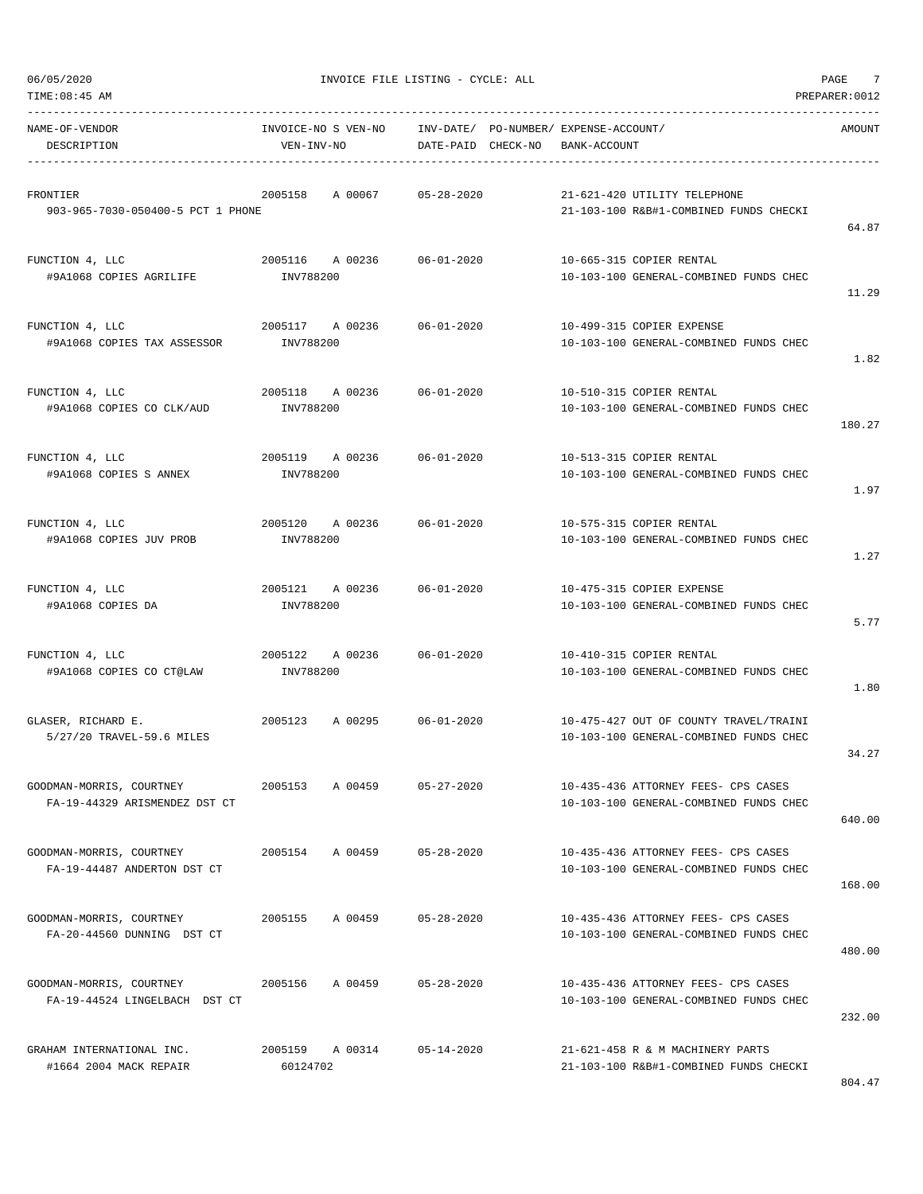06/05/2020 INVOICE FILE LISTING - CYCLE: ALL

TIME:08:45 AM PREPARER:0012

| NAME-OF-VENDOR / DESCRIPTION | INVOICE-NO / VEN-INV-NO | S | VEN-NO | INV-DATE/ DATE-PAID | PO-NUMBER/ CHECK-NO | EXPENSE-ACCOUNT/ BANK-ACCOUNT | AMOUNT |
|---|---|---|---|---|---|---|---|
| FRONTIER<br>903-965-7030-050400-5 PCT 1 PHONE | 2005158 | A | 00067 | 05-28-2020 | | 21-621-420 UTILITY TELEPHONE<br>21-103-100 R&B#1-COMBINED FUNDS CHECKI | 64.87 |
| FUNCTION 4, LLC<br>#9A1068 COPIES AGRILIFE | 2005116<br>INV788200 | A | 00236 | 06-01-2020 | | 10-665-315 COPIER RENTAL<br>10-103-100 GENERAL-COMBINED FUNDS CHEC | 11.29 |
| FUNCTION 4, LLC<br>#9A1068 COPIES TAX ASSESSOR | 2005117<br>INV788200 | A | 00236 | 06-01-2020 | | 10-499-315 COPIER EXPENSE<br>10-103-100 GENERAL-COMBINED FUNDS CHEC | 1.82 |
| FUNCTION 4, LLC<br>#9A1068 COPIES CO CLK/AUD | 2005118<br>INV788200 | A | 00236 | 06-01-2020 | | 10-510-315 COPIER RENTAL<br>10-103-100 GENERAL-COMBINED FUNDS CHEC | 180.27 |
| FUNCTION 4, LLC<br>#9A1068 COPIES S ANNEX | 2005119<br>INV788200 | A | 00236 | 06-01-2020 | | 10-513-315 COPIER RENTAL<br>10-103-100 GENERAL-COMBINED FUNDS CHEC | 1.97 |
| FUNCTION 4, LLC<br>#9A1068 COPIES JUV PROB | 2005120<br>INV788200 | A | 00236 | 06-01-2020 | | 10-575-315 COPIER RENTAL<br>10-103-100 GENERAL-COMBINED FUNDS CHEC | 1.27 |
| FUNCTION 4, LLC<br>#9A1068 COPIES DA | 2005121<br>INV788200 | A | 00236 | 06-01-2020 | | 10-475-315 COPIER EXPENSE<br>10-103-100 GENERAL-COMBINED FUNDS CHEC | 5.77 |
| FUNCTION 4, LLC<br>#9A1068 COPIES CO CT@LAW | 2005122<br>INV788200 | A | 00236 | 06-01-2020 | | 10-410-315 COPIER RENTAL<br>10-103-100 GENERAL-COMBINED FUNDS CHEC | 1.80 |
| GLASER, RICHARD E.<br>5/27/20 TRAVEL-59.6 MILES | 2005123 | A | 00295 | 06-01-2020 | | 10-475-427 OUT OF COUNTY TRAVEL/TRAINI<br>10-103-100 GENERAL-COMBINED FUNDS CHEC | 34.27 |
| GOODMAN-MORRIS, COURTNEY<br>FA-19-44329 ARISMENDEZ DST CT | 2005153 | A | 00459 | 05-27-2020 | | 10-435-436 ATTORNEY FEES- CPS CASES<br>10-103-100 GENERAL-COMBINED FUNDS CHEC | 640.00 |
| GOODMAN-MORRIS, COURTNEY<br>FA-19-44487 ANDERTON DST CT | 2005154 | A | 00459 | 05-28-2020 | | 10-435-436 ATTORNEY FEES- CPS CASES<br>10-103-100 GENERAL-COMBINED FUNDS CHEC | 168.00 |
| GOODMAN-MORRIS, COURTNEY<br>FA-20-44560 DUNNING DST CT | 2005155 | A | 00459 | 05-28-2020 | | 10-435-436 ATTORNEY FEES- CPS CASES<br>10-103-100 GENERAL-COMBINED FUNDS CHEC | 480.00 |
| GOODMAN-MORRIS, COURTNEY<br>FA-19-44524 LINGELBACH DST CT | 2005156 | A | 00459 | 05-28-2020 | | 10-435-436 ATTORNEY FEES- CPS CASES<br>10-103-100 GENERAL-COMBINED FUNDS CHEC | 232.00 |
| GRAHAM INTERNATIONAL INC.<br>#1664 2004 MACK REPAIR | 2005159<br>60124702 | A | 00314 | 05-14-2020 | | 21-621-458 R & M MACHINERY PARTS<br>21-103-100 R&B#1-COMBINED FUNDS CHECKI | 804.47 |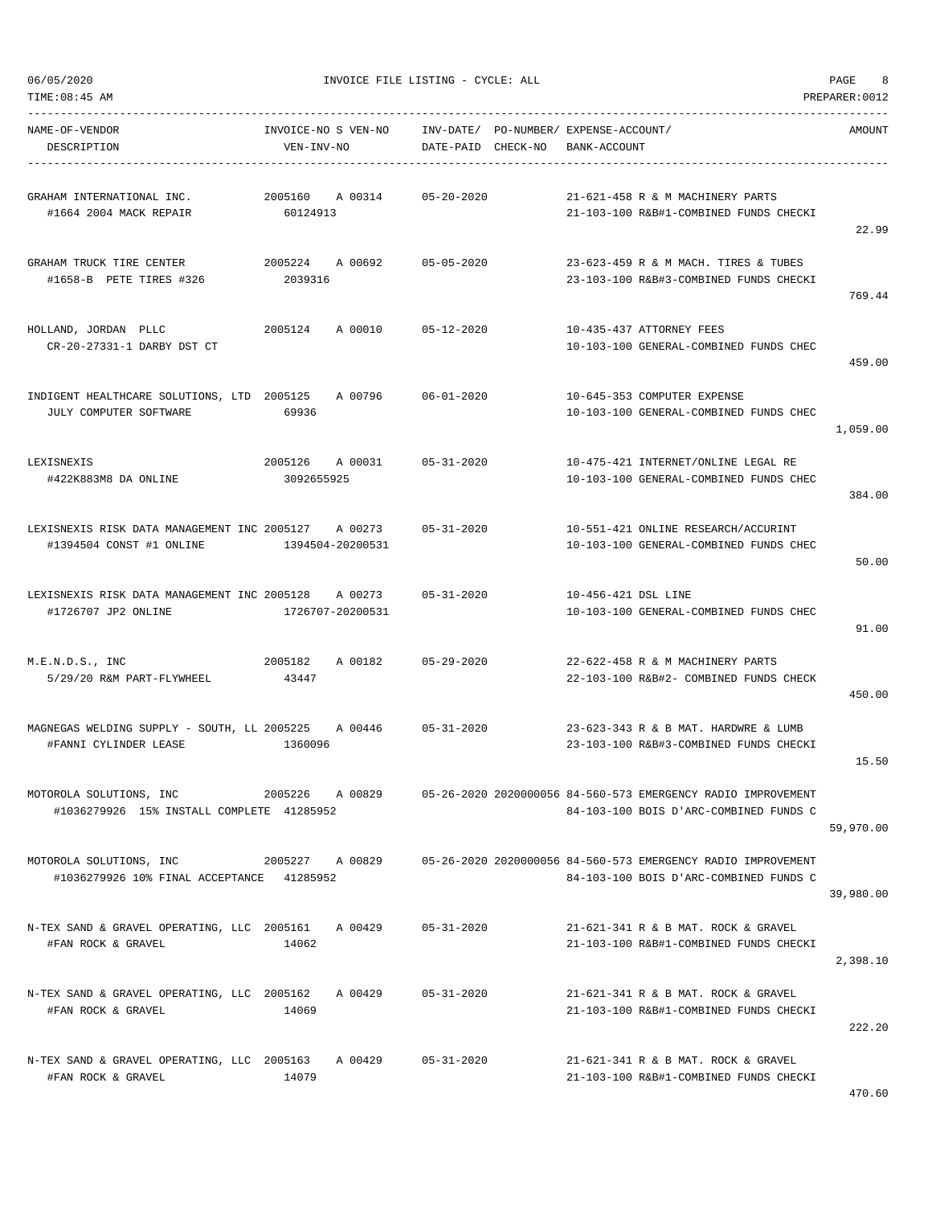06/05/2020 INVOICE FILE LISTING - CYCLE: ALL

TIME:08:45 AM PREPARER:0012

| NAME-OF-VENDOR / DESCRIPTION | INVOICE-NO S VEN-NO / VEN-INV-NO | INV-DATE/ DATE-PAID | PO-NUMBER/ CHECK-NO | EXPENSE-ACCOUNT/ BANK-ACCOUNT | AMOUNT |
|---|---|---|---|---|---|
| GRAHAM INTERNATIONAL INC. / #1664 2004 MACK REPAIR | 2005160 A 00314 / 60124913 | 05-20-2020 | | 21-621-458 R & M MACHINERY PARTS / 21-103-100 R&B#1-COMBINED FUNDS CHECKI | 22.99 |
| GRAHAM TRUCK TIRE CENTER / #1658-B PETE TIRES #326 | 2005224 A 00692 / 2039316 | 05-05-2020 | | 23-623-459 R & M MACH. TIRES & TUBES / 23-103-100 R&B#3-COMBINED FUNDS CHECKI | 769.44 |
| HOLLAND, JORDAN PLLC / CR-20-27331-1 DARBY DST CT | 2005124 A 00010 | 05-12-2020 | | 10-435-437 ATTORNEY FEES / 10-103-100 GENERAL-COMBINED FUNDS CHEC | 459.00 |
| INDIGENT HEALTHCARE SOLUTIONS, LTD / JULY COMPUTER SOFTWARE | 2005125 A 00796 / 69936 | 06-01-2020 | | 10-645-353 COMPUTER EXPENSE / 10-103-100 GENERAL-COMBINED FUNDS CHEC | 1,059.00 |
| LEXISNEXIS / #422K883M8 DA ONLINE | 2005126 A 00031 / 3092655925 | 05-31-2020 | | 10-475-421 INTERNET/ONLINE LEGAL RE / 10-103-100 GENERAL-COMBINED FUNDS CHEC | 384.00 |
| LEXISNEXIS RISK DATA MANAGEMENT INC / #1394504 CONST #1 ONLINE | 2005127 A 00273 / 1394504-20200531 | 05-31-2020 | | 10-551-421 ONLINE RESEARCH/ACCURINT / 10-103-100 GENERAL-COMBINED FUNDS CHEC | 50.00 |
| LEXISNEXIS RISK DATA MANAGEMENT INC / #1726707 JP2 ONLINE | 2005128 A 00273 / 1726707-20200531 | 05-31-2020 | | 10-456-421 DSL LINE / 10-103-100 GENERAL-COMBINED FUNDS CHEC | 91.00 |
| M.E.N.D.S., INC / 5/29/20 R&M PART-FLYWHEEL | 2005182 A 00182 / 43447 | 05-29-2020 | | 22-622-458 R & M MACHINERY PARTS / 22-103-100 R&B#2- COMBINED FUNDS CHECK | 450.00 |
| MAGNEGAS WELDING SUPPLY - SOUTH, LL / #FANNI CYLINDER LEASE | 2005225 A 00446 / 1360096 | 05-31-2020 | | 23-623-343 R & B MAT. HARDWRE & LUMB / 23-103-100 R&B#3-COMBINED FUNDS CHECKI | 15.50 |
| MOTOROLA SOLUTIONS, INC / #1036279926 15% INSTALL COMPLETE | 2005226 A 00829 / 41285952 | 05-26-2020 | 2020000056 | 84-560-573 EMERGENCY RADIO IMPROVEMENT / 84-103-100 BOIS D'ARC-COMBINED FUNDS C | 59,970.00 |
| MOTOROLA SOLUTIONS, INC / #1036279926 10% FINAL ACCEPTANCE | 2005227 A 00829 / 41285952 | 05-26-2020 | 2020000056 | 84-560-573 EMERGENCY RADIO IMPROVEMENT / 84-103-100 BOIS D'ARC-COMBINED FUNDS C | 39,980.00 |
| N-TEX SAND & GRAVEL OPERATING, LLC / #FAN ROCK & GRAVEL | 2005161 A 00429 / 14062 | 05-31-2020 | | 21-621-341 R & B MAT. ROCK & GRAVEL / 21-103-100 R&B#1-COMBINED FUNDS CHECKI | 2,398.10 |
| N-TEX SAND & GRAVEL OPERATING, LLC / #FAN ROCK & GRAVEL | 2005162 A 00429 / 14069 | 05-31-2020 | | 21-621-341 R & B MAT. ROCK & GRAVEL / 21-103-100 R&B#1-COMBINED FUNDS CHECKI | 222.20 |
| N-TEX SAND & GRAVEL OPERATING, LLC / #FAN ROCK & GRAVEL | 2005163 A 00429 / 14079 | 05-31-2020 | | 21-621-341 R & B MAT. ROCK & GRAVEL / 21-103-100 R&B#1-COMBINED FUNDS CHECKI | 470.60 |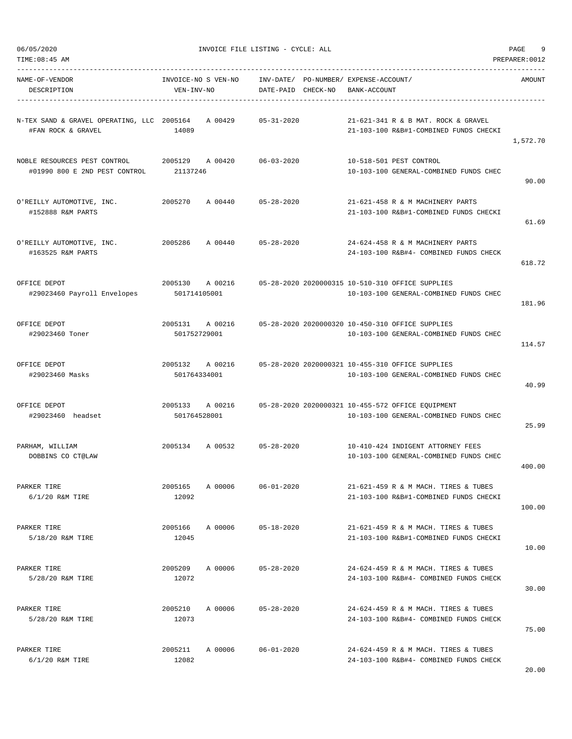06/05/2020 INVOICE FILE LISTING - CYCLE: ALL

TIME:08:45 AM PREPARER:0012

| NAME-OF-VENDOR / DESCRIPTION | INVOICE-NO / VEN-INV-NO | S | VEN-NO | INV-DATE/ DATE-PAID | PO-NUMBER/ CHECK-NO | EXPENSE-ACCOUNT/ BANK-ACCOUNT | AMOUNT |
|---|---|---|---|---|---|---|---|
| N-TEX SAND & GRAVEL OPERATING, LLC<br>#FAN ROCK & GRAVEL | 2005164<br>14089 | A | 00429 | 05-31-2020 | | 21-621-341 R & B MAT. ROCK & GRAVEL<br>21-103-100 R&B#1-COMBINED FUNDS CHECKI | 1,572.70 |
| NOBLE RESOURCES PEST CONTROL<br>#01990 800 E 2ND PEST CONTROL | 2005129<br>21137246 | A | 00420 | 06-03-2020 | | 10-518-501 PEST CONTROL<br>10-103-100 GENERAL-COMBINED FUNDS CHEC | 90.00 |
| O'REILLY AUTOMOTIVE, INC.<br>#152888 R&M PARTS | 2005270 | A | 00440 | 05-28-2020 | | 21-621-458 R & M MACHINERY PARTS<br>21-103-100 R&B#1-COMBINED FUNDS CHECKI | 61.69 |
| O'REILLY AUTOMOTIVE, INC.<br>#163525 R&M PARTS | 2005286 | A | 00440 | 05-28-2020 | | 24-624-458 R & M MACHINERY PARTS<br>24-103-100 R&B#4- COMBINED FUNDS CHECK | 618.72 |
| OFFICE DEPOT<br>#29023460 Payroll Envelopes | 2005130<br>501714105001 | A | 00216 | 05-28-2020 | 2020000315 | 10-510-310 OFFICE SUPPLIES<br>10-103-100 GENERAL-COMBINED FUNDS CHEC | 181.96 |
| OFFICE DEPOT<br>#29023460 Toner | 2005131<br>501752729001 | A | 00216 | 05-28-2020 | 2020000320 | 10-450-310 OFFICE SUPPLIES<br>10-103-100 GENERAL-COMBINED FUNDS CHEC | 114.57 |
| OFFICE DEPOT<br>#29023460 Masks | 2005132<br>501764334001 | A | 00216 | 05-28-2020 | 2020000321 | 10-455-310 OFFICE SUPPLIES<br>10-103-100 GENERAL-COMBINED FUNDS CHEC | 40.99 |
| OFFICE DEPOT<br>#29023460 headset | 2005133<br>501764528001 | A | 00216 | 05-28-2020 | 2020000321 | 10-455-572 OFFICE EQUIPMENT<br>10-103-100 GENERAL-COMBINED FUNDS CHEC | 25.99 |
| PARHAM, WILLIAM<br>DOBBINS CO CT@LAW | 2005134 | A | 00532 | 05-28-2020 | | 10-410-424 INDIGENT ATTORNEY FEES<br>10-103-100 GENERAL-COMBINED FUNDS CHEC | 400.00 |
| PARKER TIRE<br>6/1/20 R&M TIRE | 2005165<br>12092 | A | 00006 | 06-01-2020 | | 21-621-459 R & M MACH. TIRES & TUBES<br>21-103-100 R&B#1-COMBINED FUNDS CHECKI | 100.00 |
| PARKER TIRE<br>5/18/20 R&M TIRE | 2005166<br>12045 | A | 00006 | 05-18-2020 | | 21-621-459 R & M MACH. TIRES & TUBES<br>21-103-100 R&B#1-COMBINED FUNDS CHECKI | 10.00 |
| PARKER TIRE<br>5/28/20 R&M TIRE | 2005209<br>12072 | A | 00006 | 05-28-2020 | | 24-624-459 R & M MACH. TIRES & TUBES<br>24-103-100 R&B#4- COMBINED FUNDS CHECK | 30.00 |
| PARKER TIRE<br>5/28/20 R&M TIRE | 2005210<br>12073 | A | 00006 | 05-28-2020 | | 24-624-459 R & M MACH. TIRES & TUBES<br>24-103-100 R&B#4- COMBINED FUNDS CHECK | 75.00 |
| PARKER TIRE<br>6/1/20 R&M TIRE | 2005211<br>12082 | A | 00006 | 06-01-2020 | | 24-624-459 R & M MACH. TIRES & TUBES<br>24-103-100 R&B#4- COMBINED FUNDS CHECK | 20.00 |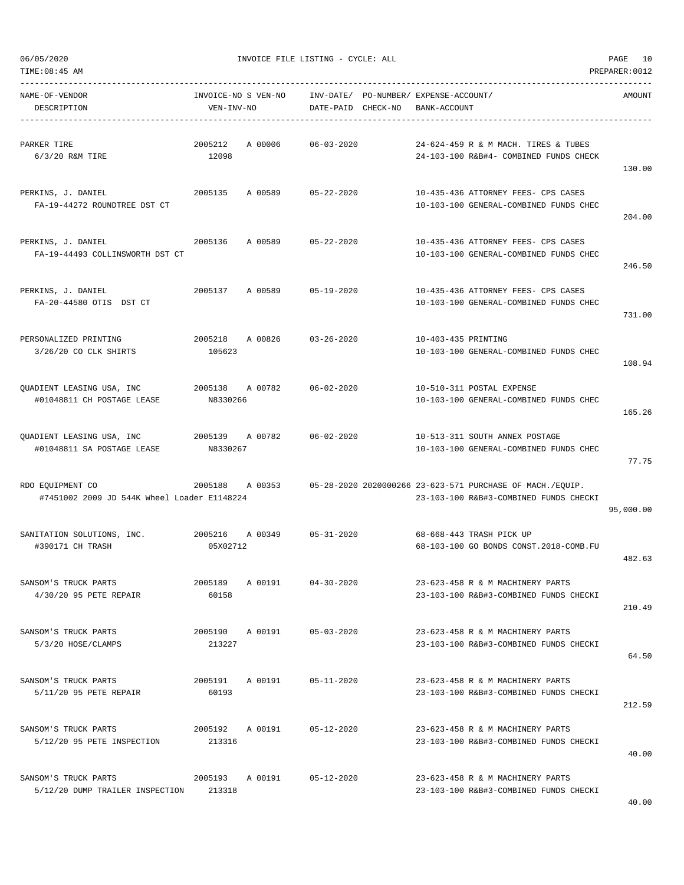06/05/2020 INVOICE FILE LISTING - CYCLE: ALL

TIME:08:45 AM PREPARER:0012

| NAME-OF-VENDOR / DESCRIPTION | INVOICE-NO / VEN-INV-NO | S | VEN-NO | INV-DATE/ DATE-PAID | PO-NUMBER/ CHECK-NO | EXPENSE-ACCOUNT/ BANK-ACCOUNT | AMOUNT |
|---|---|---|---|---|---|---|---|
| PARKER TIRE<br>6/3/20 R&M TIRE | 2005212<br>12098 | A | 00006 | 06-03-2020 | | 24-624-459 R & M MACH. TIRES & TUBES<br>24-103-100 R&B#4- COMBINED FUNDS CHECK | 130.00 |
| PERKINS, J. DANIEL<br>FA-19-44272 ROUNDTREE DST CT | 2005135 | A | 00589 | 05-22-2020 | | 10-435-436 ATTORNEY FEES- CPS CASES<br>10-103-100 GENERAL-COMBINED FUNDS CHEC | 204.00 |
| PERKINS, J. DANIEL<br>FA-19-44493 COLLINSWORTH DST CT | 2005136 | A | 00589 | 05-22-2020 | | 10-435-436 ATTORNEY FEES- CPS CASES<br>10-103-100 GENERAL-COMBINED FUNDS CHEC | 246.50 |
| PERKINS, J. DANIEL<br>FA-20-44580 OTIS DST CT | 2005137 | A | 00589 | 05-19-2020 | | 10-435-436 ATTORNEY FEES- CPS CASES<br>10-103-100 GENERAL-COMBINED FUNDS CHEC | 731.00 |
| PERSONALIZED PRINTING<br>3/26/20 CO CLK SHIRTS | 2005218<br>105623 | A | 00826 | 03-26-2020 | | 10-403-435 PRINTING<br>10-103-100 GENERAL-COMBINED FUNDS CHEC | 108.94 |
| QUADIENT LEASING USA, INC<br>#01048811 CH POSTAGE LEASE | 2005138<br>N8330266 | A | 00782 | 06-02-2020 | | 10-510-311 POSTAL EXPENSE<br>10-103-100 GENERAL-COMBINED FUNDS CHEC | 165.26 |
| QUADIENT LEASING USA, INC<br>#01048811 SA POSTAGE LEASE | 2005139<br>N8330267 | A | 00782 | 06-02-2020 | | 10-513-311 SOUTH ANNEX POSTAGE<br>10-103-100 GENERAL-COMBINED FUNDS CHEC | 77.75 |
| RDO EQUIPMENT CO<br>#7451002 2009 JD 544K Wheel Loader E1148224 | 2005188 | A | 00353 | 05-28-2020 | 2020000266 | 23-623-571 PURCHASE OF MACH./EQUIP.<br>23-103-100 R&B#3-COMBINED FUNDS CHECKI | 95,000.00 |
| SANITATION SOLUTIONS, INC.<br>#390171 CH TRASH | 2005216<br>05X02712 | A | 00349 | 05-31-2020 | | 68-668-443 TRASH PICK UP<br>68-103-100 GO BONDS CONST.2018-COMB.FU | 482.63 |
| SANSOM'S TRUCK PARTS<br>4/30/20 95 PETE REPAIR | 2005189<br>60158 | A | 00191 | 04-30-2020 | | 23-623-458 R & M MACHINERY PARTS<br>23-103-100 R&B#3-COMBINED FUNDS CHECKI | 210.49 |
| SANSOM'S TRUCK PARTS<br>5/3/20 HOSE/CLAMPS | 2005190<br>213227 | A | 00191 | 05-03-2020 | | 23-623-458 R & M MACHINERY PARTS<br>23-103-100 R&B#3-COMBINED FUNDS CHECKI | 64.50 |
| SANSOM'S TRUCK PARTS<br>5/11/20 95 PETE REPAIR | 2005191<br>60193 | A | 00191 | 05-11-2020 | | 23-623-458 R & M MACHINERY PARTS<br>23-103-100 R&B#3-COMBINED FUNDS CHECKI | 212.59 |
| SANSOM'S TRUCK PARTS<br>5/12/20 95 PETE INSPECTION | 2005192<br>213316 | A | 00191 | 05-12-2020 | | 23-623-458 R & M MACHINERY PARTS<br>23-103-100 R&B#3-COMBINED FUNDS CHECKI | 40.00 |
| SANSOM'S TRUCK PARTS<br>5/12/20 DUMP TRAILER INSPECTION | 2005193<br>213318 | A | 00191 | 05-12-2020 | | 23-623-458 R & M MACHINERY PARTS<br>23-103-100 R&B#3-COMBINED FUNDS CHECKI | 40.00 |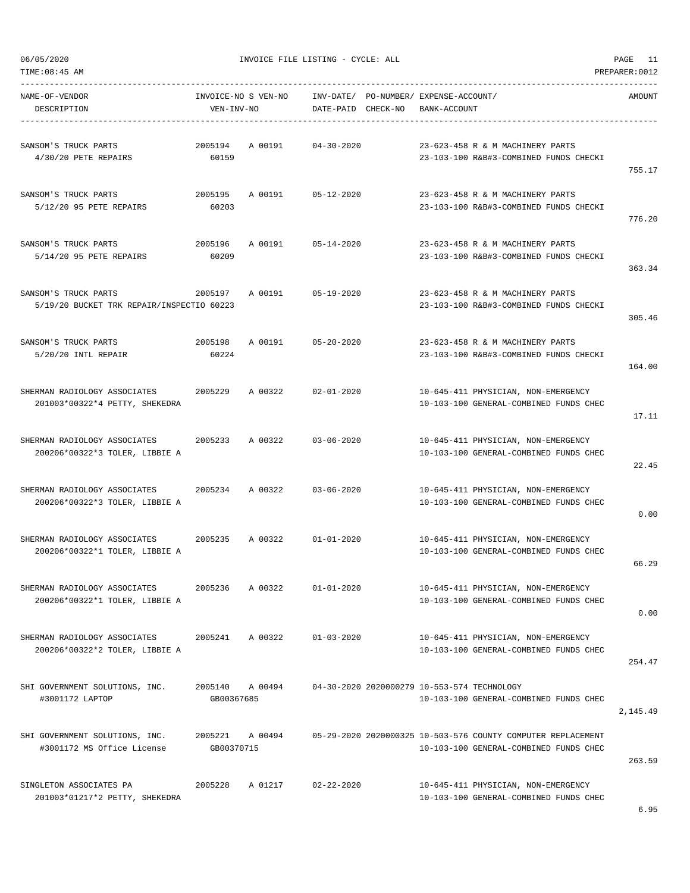06/05/2020 INVOICE FILE LISTING - CYCLE: ALL

TIME:08:45 AM PREPARER:0012

| NAME-OF-VENDOR / DESCRIPTION | INVOICE-NO / VEN-INV-NO | S VEN-NO | INV-DATE/ DATE-PAID | PO-NUMBER/ CHECK-NO | EXPENSE-ACCOUNT/ BANK-ACCOUNT | AMOUNT |
|---|---|---|---|---|---|---|
| SANSOM'S TRUCK PARTS<br>4/30/20 PETE REPAIRS | 2005194<br>60159 | A 00191 | 04-30-2020 | | 23-623-458 R & M MACHINERY PARTS<br>23-103-100 R&B#3-COMBINED FUNDS CHECKI | 755.17 |
| SANSOM'S TRUCK PARTS<br>5/12/20 95 PETE REPAIRS | 2005195<br>60203 | A 00191 | 05-12-2020 | | 23-623-458 R & M MACHINERY PARTS<br>23-103-100 R&B#3-COMBINED FUNDS CHECKI | 776.20 |
| SANSOM'S TRUCK PARTS<br>5/14/20 95 PETE REPAIRS | 2005196<br>60209 | A 00191 | 05-14-2020 | | 23-623-458 R & M MACHINERY PARTS<br>23-103-100 R&B#3-COMBINED FUNDS CHECKI | 363.34 |
| SANSOM'S TRUCK PARTS<br>5/19/20 BUCKET TRK REPAIR/INSPECTIO | 2005197<br>60223 | A 00191 | 05-19-2020 | | 23-623-458 R & M MACHINERY PARTS<br>23-103-100 R&B#3-COMBINED FUNDS CHECKI | 305.46 |
| SANSOM'S TRUCK PARTS<br>5/20/20 INTL REPAIR | 2005198<br>60224 | A 00191 | 05-20-2020 | | 23-623-458 R & M MACHINERY PARTS<br>23-103-100 R&B#3-COMBINED FUNDS CHECKI | 164.00 |
| SHERMAN RADIOLOGY ASSOCIATES<br>201003*00322*4 PETTY, SHEKEDRA | 2005229 | A 00322 | 02-01-2020 | | 10-645-411 PHYSICIAN, NON-EMERGENCY<br>10-103-100 GENERAL-COMBINED FUNDS CHEC | 17.11 |
| SHERMAN RADIOLOGY ASSOCIATES<br>200206*00322*3 TOLER, LIBBIE A | 2005233 | A 00322 | 03-06-2020 | | 10-645-411 PHYSICIAN, NON-EMERGENCY<br>10-103-100 GENERAL-COMBINED FUNDS CHEC | 22.45 |
| SHERMAN RADIOLOGY ASSOCIATES<br>200206*00322*3 TOLER, LIBBIE A | 2005234 | A 00322 | 03-06-2020 | | 10-645-411 PHYSICIAN, NON-EMERGENCY<br>10-103-100 GENERAL-COMBINED FUNDS CHEC | 0.00 |
| SHERMAN RADIOLOGY ASSOCIATES<br>200206*00322*1 TOLER, LIBBIE A | 2005235 | A 00322 | 01-01-2020 | | 10-645-411 PHYSICIAN, NON-EMERGENCY<br>10-103-100 GENERAL-COMBINED FUNDS CHEC | 66.29 |
| SHERMAN RADIOLOGY ASSOCIATES<br>200206*00322*1 TOLER, LIBBIE A | 2005236 | A 00322 | 01-01-2020 | | 10-645-411 PHYSICIAN, NON-EMERGENCY<br>10-103-100 GENERAL-COMBINED FUNDS CHEC | 0.00 |
| SHERMAN RADIOLOGY ASSOCIATES<br>200206*00322*2 TOLER, LIBBIE A | 2005241 | A 00322 | 01-03-2020 | | 10-645-411 PHYSICIAN, NON-EMERGENCY<br>10-103-100 GENERAL-COMBINED FUNDS CHEC | 254.47 |
| SHI GOVERNMENT SOLUTIONS, INC.<br>#3001172 LAPTOP | 2005140<br>GB00367685 | A 00494 | 04-30-2020 | 2020000279 | 10-553-574 TECHNOLOGY<br>10-103-100 GENERAL-COMBINED FUNDS CHEC | 2,145.49 |
| SHI GOVERNMENT SOLUTIONS, INC.<br>#3001172 MS Office License | 2005221<br>GB00370715 | A 00494 | 05-29-2020 | 2020000325 | 10-503-576 COUNTY COMPUTER REPLACEMENT<br>10-103-100 GENERAL-COMBINED FUNDS CHEC | 263.59 |
| SINGLETON ASSOCIATES PA<br>201003*01217*2 PETTY, SHEKEDRA | 2005228 | A 01217 | 02-22-2020 | | 10-645-411 PHYSICIAN, NON-EMERGENCY<br>10-103-100 GENERAL-COMBINED FUNDS CHEC | 6.95 |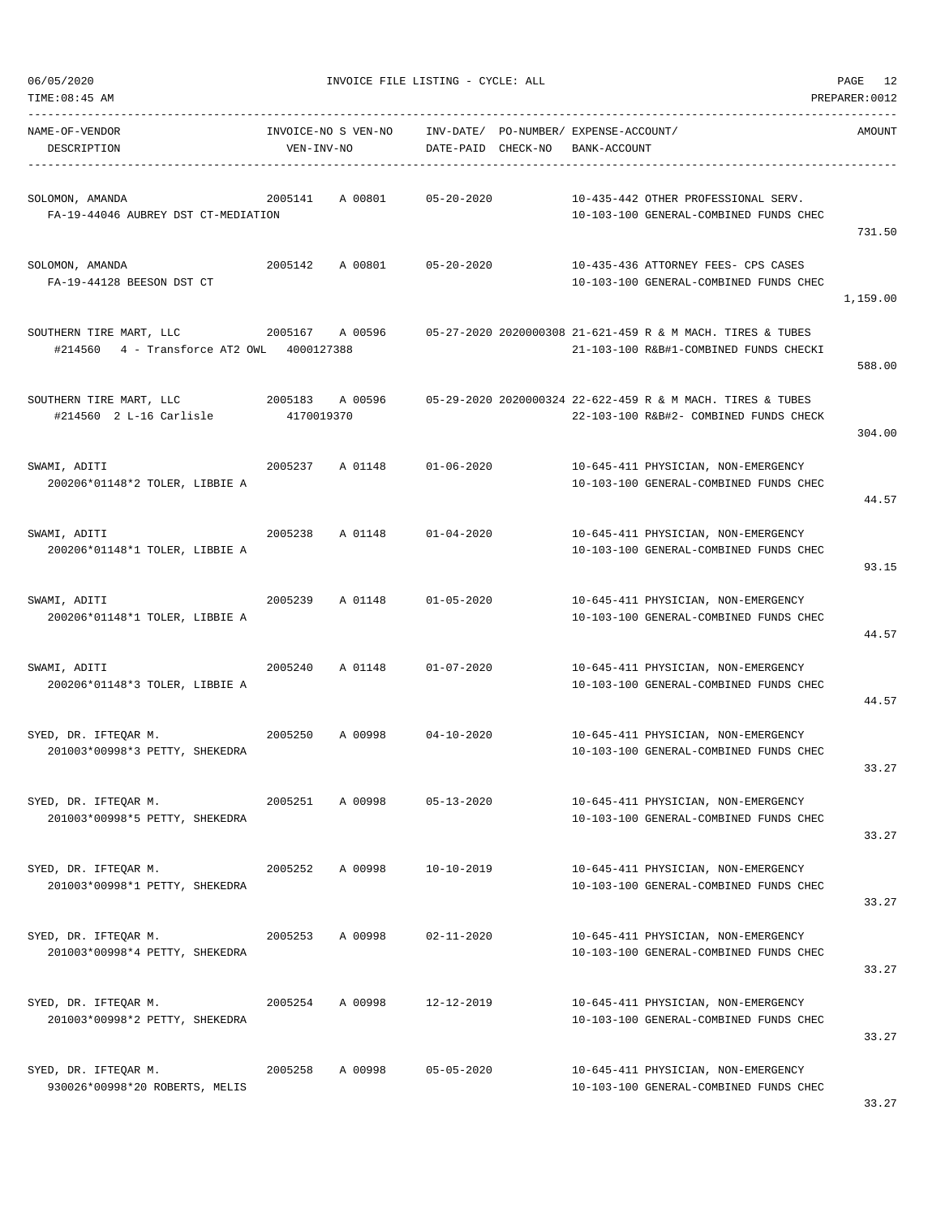06/05/2020 INVOICE FILE LISTING - CYCLE: ALL

TIME:08:45 AM PREPARER:0012

| NAME-OF-VENDOR DESCRIPTION | INVOICE-NO VEN-INV-NO | S VEN-NO | INV-DATE/ DATE-PAID | PO-NUMBER/ CHECK-NO | EXPENSE-ACCOUNT/ BANK-ACCOUNT | AMOUNT |
|---|---|---|---|---|---|---|
| SOLOMON, AMANDA<br>FA-19-44046 AUBREY DST CT-MEDIATION | 2005141 | A 00801 | 05-20-2020 | | 10-435-442 OTHER PROFESSIONAL SERV.<br>10-103-100 GENERAL-COMBINED FUNDS CHEC | 731.50 |
| SOLOMON, AMANDA<br>FA-19-44128 BEESON DST CT | 2005142 | A 00801 | 05-20-2020 | | 10-435-436 ATTORNEY FEES- CPS CASES<br>10-103-100 GENERAL-COMBINED FUNDS CHEC | 1,159.00 |
| SOUTHERN TIRE MART, LLC<br>#214560 4 - Transforce AT2 OWL | 2005167<br>4000127388 | A 00596 | 05-27-2020 | 2020000308 | 21-621-459 R & M MACH. TIRES & TUBES<br>21-103-100 R&B#1-COMBINED FUNDS CHECKI | 588.00 |
| SOUTHERN TIRE MART, LLC<br>#214560 2 L-16 Carlisle | 2005183<br>4170019370 | A 00596 | 05-29-2020 | 2020000324 | 22-622-459 R & M MACH. TIRES & TUBES<br>22-103-100 R&B#2- COMBINED FUNDS CHECK | 304.00 |
| SWAMI, ADITI<br>200206*01148*2 TOLER, LIBBIE A | 2005237 | A 01148 | 01-06-2020 | | 10-645-411 PHYSICIAN, NON-EMERGENCY<br>10-103-100 GENERAL-COMBINED FUNDS CHEC | 44.57 |
| SWAMI, ADITI<br>200206*01148*1 TOLER, LIBBIE A | 2005238 | A 01148 | 01-04-2020 | | 10-645-411 PHYSICIAN, NON-EMERGENCY<br>10-103-100 GENERAL-COMBINED FUNDS CHEC | 93.15 |
| SWAMI, ADITI<br>200206*01148*1 TOLER, LIBBIE A | 2005239 | A 01148 | 01-05-2020 | | 10-645-411 PHYSICIAN, NON-EMERGENCY<br>10-103-100 GENERAL-COMBINED FUNDS CHEC | 44.57 |
| SWAMI, ADITI<br>200206*01148*3 TOLER, LIBBIE A | 2005240 | A 01148 | 01-07-2020 | | 10-645-411 PHYSICIAN, NON-EMERGENCY<br>10-103-100 GENERAL-COMBINED FUNDS CHEC | 44.57 |
| SYED, DR. IFTEQAR M.<br>201003*00998*3 PETTY, SHEKEDRA | 2005250 | A 00998 | 04-10-2020 | | 10-645-411 PHYSICIAN, NON-EMERGENCY<br>10-103-100 GENERAL-COMBINED FUNDS CHEC | 33.27 |
| SYED, DR. IFTEQAR M.<br>201003*00998*5 PETTY, SHEKEDRA | 2005251 | A 00998 | 05-13-2020 | | 10-645-411 PHYSICIAN, NON-EMERGENCY<br>10-103-100 GENERAL-COMBINED FUNDS CHEC | 33.27 |
| SYED, DR. IFTEQAR M.<br>201003*00998*1 PETTY, SHEKEDRA | 2005252 | A 00998 | 10-10-2019 | | 10-645-411 PHYSICIAN, NON-EMERGENCY<br>10-103-100 GENERAL-COMBINED FUNDS CHEC | 33.27 |
| SYED, DR. IFTEQAR M.<br>201003*00998*4 PETTY, SHEKEDRA | 2005253 | A 00998 | 02-11-2020 | | 10-645-411 PHYSICIAN, NON-EMERGENCY<br>10-103-100 GENERAL-COMBINED FUNDS CHEC | 33.27 |
| SYED, DR. IFTEQAR M.<br>201003*00998*2 PETTY, SHEKEDRA | 2005254 | A 00998 | 12-12-2019 | | 10-645-411 PHYSICIAN, NON-EMERGENCY<br>10-103-100 GENERAL-COMBINED FUNDS CHEC | 33.27 |
| SYED, DR. IFTEQAR M.<br>930026*00998*20 ROBERTS, MELIS | 2005258 | A 00998 | 05-05-2020 | | 10-645-411 PHYSICIAN, NON-EMERGENCY<br>10-103-100 GENERAL-COMBINED FUNDS CHEC | 33.27 |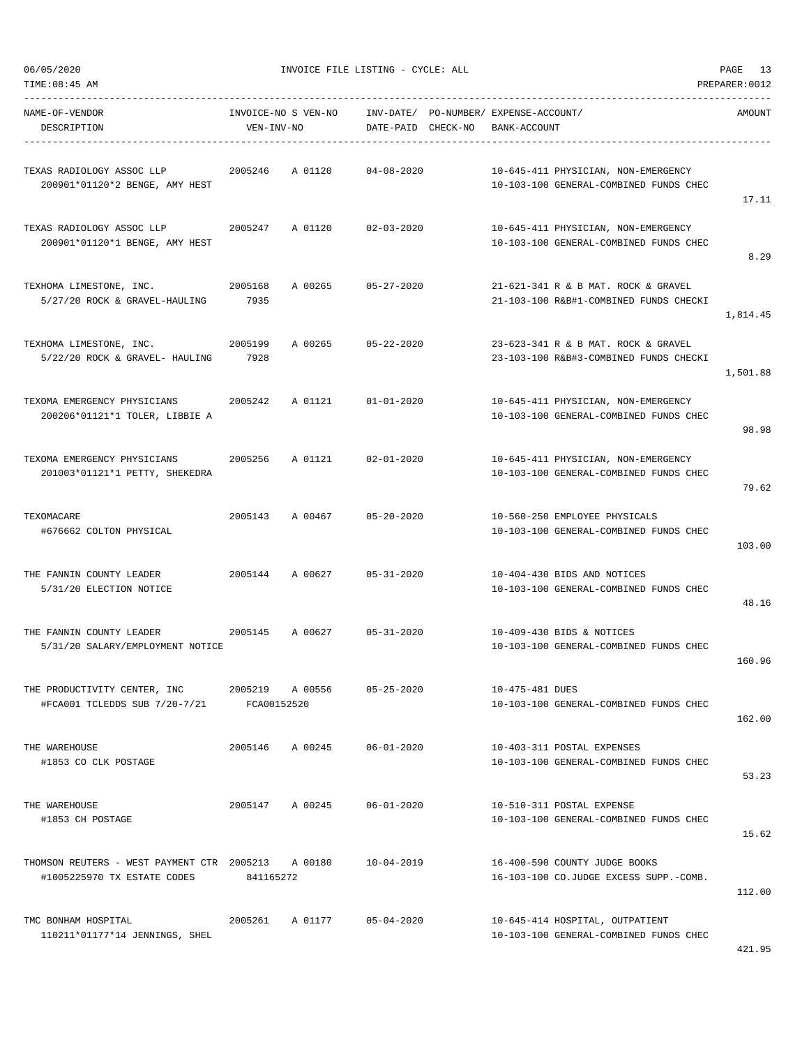06/05/2020 INVOICE FILE LISTING - CYCLE: ALL

TIME:08:45 AM PREPARER:0012

| NAME-OF-VENDOR / DESCRIPTION | INVOICE-NO | S VEN-NO / VEN-INV-NO | INV-DATE/ DATE-PAID | PO-NUMBER/ CHECK-NO | EXPENSE-ACCOUNT/ BANK-ACCOUNT | AMOUNT |
|---|---|---|---|---|---|---|
| TEXAS RADIOLOGY ASSOC LLP<br>200901*01120*2 BENGE, AMY HEST | 2005246 | A 01120 | 04-08-2020 | | 10-645-411 PHYSICIAN, NON-EMERGENCY<br>10-103-100 GENERAL-COMBINED FUNDS CHEC | 17.11 |
| TEXAS RADIOLOGY ASSOC LLP<br>200901*01120*1 BENGE, AMY HEST | 2005247 | A 01120 | 02-03-2020 | | 10-645-411 PHYSICIAN, NON-EMERGENCY<br>10-103-100 GENERAL-COMBINED FUNDS CHEC | 8.29 |
| TEXHOMA LIMESTONE, INC.<br>5/27/20 ROCK & GRAVEL-HAULING | 2005168 | A 00265<br>7935 | 05-27-2020 | | 21-621-341 R & B MAT. ROCK & GRAVEL<br>21-103-100 R&B#1-COMBINED FUNDS CHECKI | 1,814.45 |
| TEXHOMA LIMESTONE, INC.<br>5/22/20 ROCK & GRAVEL- HAULING | 2005199 | A 00265<br>7928 | 05-22-2020 | | 23-623-341 R & B MAT. ROCK & GRAVEL<br>23-103-100 R&B#3-COMBINED FUNDS CHECKI | 1,501.88 |
| TEXOMA EMERGENCY PHYSICIANS<br>200206*01121*1 TOLER, LIBBIE A | 2005242 | A 01121 | 01-01-2020 | | 10-645-411 PHYSICIAN, NON-EMERGENCY<br>10-103-100 GENERAL-COMBINED FUNDS CHEC | 98.98 |
| TEXOMA EMERGENCY PHYSICIANS<br>201003*01121*1 PETTY, SHEKEDRA | 2005256 | A 01121 | 02-01-2020 | | 10-645-411 PHYSICIAN, NON-EMERGENCY<br>10-103-100 GENERAL-COMBINED FUNDS CHEC | 79.62 |
| TEXOMACARE<br>#676662 COLTON PHYSICAL | 2005143 | A 00467 | 05-20-2020 | | 10-560-250 EMPLOYEE PHYSICALS<br>10-103-100 GENERAL-COMBINED FUNDS CHEC | 103.00 |
| THE FANNIN COUNTY LEADER<br>5/31/20 ELECTION NOTICE | 2005144 | A 00627 | 05-31-2020 | | 10-404-430 BIDS AND NOTICES<br>10-103-100 GENERAL-COMBINED FUNDS CHEC | 48.16 |
| THE FANNIN COUNTY LEADER<br>5/31/20 SALARY/EMPLOYMENT NOTICE | 2005145 | A 00627 | 05-31-2020 | | 10-409-430 BIDS & NOTICES<br>10-103-100 GENERAL-COMBINED FUNDS CHEC | 160.96 |
| THE PRODUCTIVITY CENTER, INC<br>#FCA001 TCLEDDS SUB 7/20-7/21 | 2005219 | A 00556<br>FCA00152520 | 05-25-2020 | | 10-475-481 DUES<br>10-103-100 GENERAL-COMBINED FUNDS CHEC | 162.00 |
| THE WAREHOUSE<br>#1853 CO CLK POSTAGE | 2005146 | A 00245 | 06-01-2020 | | 10-403-311 POSTAL EXPENSES<br>10-103-100 GENERAL-COMBINED FUNDS CHEC | 53.23 |
| THE WAREHOUSE<br>#1853 CH POSTAGE | 2005147 | A 00245 | 06-01-2020 | | 10-510-311 POSTAL EXPENSE<br>10-103-100 GENERAL-COMBINED FUNDS CHEC | 15.62 |
| THOMSON REUTERS - WEST PAYMENT CTR<br>#1005225970 TX ESTATE CODES | 2005213 | A 00180<br>841165272 | 10-04-2019 | | 16-400-590 COUNTY JUDGE BOOKS<br>16-103-100 CO.JUDGE EXCESS SUPP.-COMB. | 112.00 |
| TMC BONHAM HOSPITAL<br>110211*01177*14 JENNINGS, SHEL | 2005261 | A 01177 | 05-04-2020 | | 10-645-414 HOSPITAL, OUTPATIENT<br>10-103-100 GENERAL-COMBINED FUNDS CHEC | 421.95 |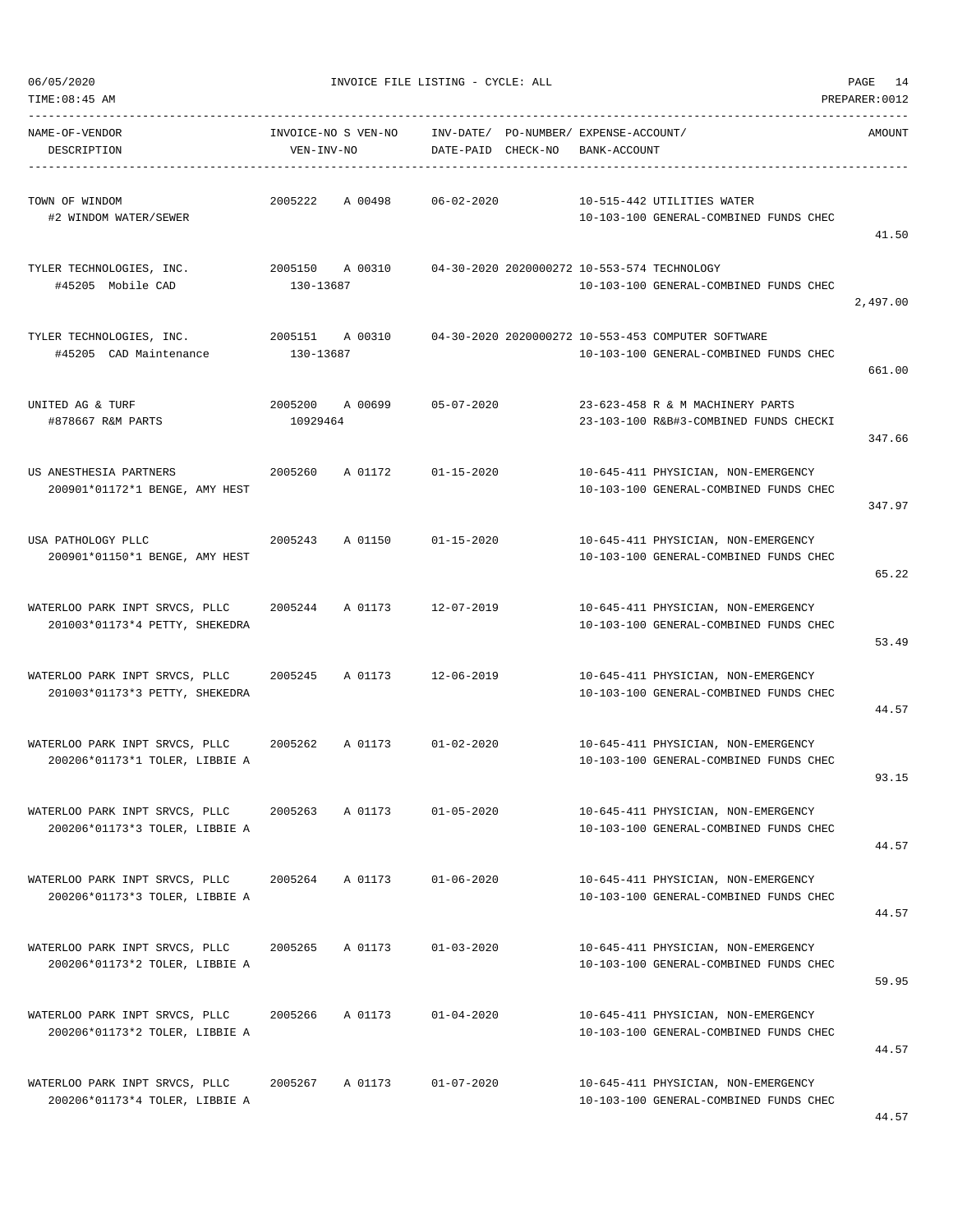| NAME-OF-VENDOR DESCRIPTION | INVOICE-NO S VEN-NO VEN-INV-NO | INV-DATE/ DATE-PAID | PO-NUMBER/ CHECK-NO | EXPENSE-ACCOUNT/ BANK-ACCOUNT | AMOUNT |
|---|---|---|---|---|---|
| TOWN OF WINDOM #2 WINDOM WATER/SEWER | 2005222 A 00498 | 06-02-2020 | | 10-515-442 UTILITIES WATER 10-103-100 GENERAL-COMBINED FUNDS CHEC | 41.50 |
| TYLER TECHNOLOGIES, INC. #45205 Mobile CAD | 2005150 A 00310 130-13687 | 04-30-2020 | 2020000272 | 10-553-574 TECHNOLOGY 10-103-100 GENERAL-COMBINED FUNDS CHEC | 2,497.00 |
| TYLER TECHNOLOGIES, INC. #45205 CAD Maintenance | 2005151 A 00310 130-13687 | 04-30-2020 | 2020000272 | 10-553-453 COMPUTER SOFTWARE 10-103-100 GENERAL-COMBINED FUNDS CHEC | 661.00 |
| UNITED AG & TURF #878667 R&M PARTS | 2005200 A 00699 10929464 | 05-07-2020 | | 23-623-458 R & M MACHINERY PARTS 23-103-100 R&B#3-COMBINED FUNDS CHECKI | 347.66 |
| US ANESTHESIA PARTNERS 200901*01172*1 BENGE, AMY HEST | 2005260 A 01172 | 01-15-2020 | | 10-645-411 PHYSICIAN, NON-EMERGENCY 10-103-100 GENERAL-COMBINED FUNDS CHEC | 347.97 |
| USA PATHOLOGY PLLC 200901*01150*1 BENGE, AMY HEST | 2005243 A 01150 | 01-15-2020 | | 10-645-411 PHYSICIAN, NON-EMERGENCY 10-103-100 GENERAL-COMBINED FUNDS CHEC | 65.22 |
| WATERLOO PARK INPT SRVCS, PLLC 201003*01173*4 PETTY, SHEKEDRA | 2005244 A 01173 | 12-07-2019 | | 10-645-411 PHYSICIAN, NON-EMERGENCY 10-103-100 GENERAL-COMBINED FUNDS CHEC | 53.49 |
| WATERLOO PARK INPT SRVCS, PLLC 201003*01173*3 PETTY, SHEKEDRA | 2005245 A 01173 | 12-06-2019 | | 10-645-411 PHYSICIAN, NON-EMERGENCY 10-103-100 GENERAL-COMBINED FUNDS CHEC | 44.57 |
| WATERLOO PARK INPT SRVCS, PLLC 200206*01173*1 TOLER, LIBBIE A | 2005262 A 01173 | 01-02-2020 | | 10-645-411 PHYSICIAN, NON-EMERGENCY 10-103-100 GENERAL-COMBINED FUNDS CHEC | 93.15 |
| WATERLOO PARK INPT SRVCS, PLLC 200206*01173*3 TOLER, LIBBIE A | 2005263 A 01173 | 01-05-2020 | | 10-645-411 PHYSICIAN, NON-EMERGENCY 10-103-100 GENERAL-COMBINED FUNDS CHEC | 44.57 |
| WATERLOO PARK INPT SRVCS, PLLC 200206*01173*3 TOLER, LIBBIE A | 2005264 A 01173 | 01-06-2020 | | 10-645-411 PHYSICIAN, NON-EMERGENCY 10-103-100 GENERAL-COMBINED FUNDS CHEC | 44.57 |
| WATERLOO PARK INPT SRVCS, PLLC 200206*01173*2 TOLER, LIBBIE A | 2005265 A 01173 | 01-03-2020 | | 10-645-411 PHYSICIAN, NON-EMERGENCY 10-103-100 GENERAL-COMBINED FUNDS CHEC | 59.95 |
| WATERLOO PARK INPT SRVCS, PLLC 200206*01173*2 TOLER, LIBBIE A | 2005266 A 01173 | 01-04-2020 | | 10-645-411 PHYSICIAN, NON-EMERGENCY 10-103-100 GENERAL-COMBINED FUNDS CHEC | 44.57 |
| WATERLOO PARK INPT SRVCS, PLLC 200206*01173*4 TOLER, LIBBIE A | 2005267 A 01173 | 01-07-2020 | | 10-645-411 PHYSICIAN, NON-EMERGENCY 10-103-100 GENERAL-COMBINED FUNDS CHEC | 44.57 |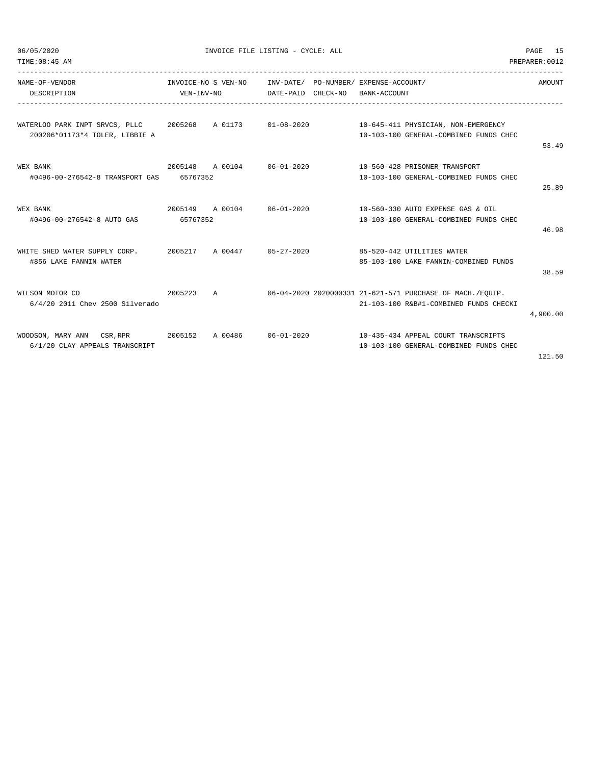06/05/2020 INVOICE FILE LISTING - CYCLE: ALL

TIME:08:45 AM PREPARER:0012

| NAME-OF-VENDOR / DESCRIPTION | INVOICE-NO S VEN-NO / VEN-INV-NO | INV-DATE/ DATE-PAID | PO-NUMBER/ CHECK-NO | EXPENSE-ACCOUNT/ BANK-ACCOUNT | AMOUNT |
|---|---|---|---|---|---|
| WATERLOO PARK INPT SRVCS, PLLC<br>200206*01173*4 TOLER, LIBBIE A | 2005268 A 01173 | 01-08-2020 | | 10-645-411 PHYSICIAN, NON-EMERGENCY<br>10-103-100 GENERAL-COMBINED FUNDS CHEC | 53.49 |
| WEX BANK<br>#0496-00-276542-8 TRANSPORT GAS | 2005148 A 00104<br>65767352 | 06-01-2020 | | 10-560-428 PRISONER TRANSPORT<br>10-103-100 GENERAL-COMBINED FUNDS CHEC | 25.89 |
| WEX BANK<br>#0496-00-276542-8 AUTO GAS | 2005149 A 00104<br>65767352 | 06-01-2020 | | 10-560-330 AUTO EXPENSE GAS & OIL<br>10-103-100 GENERAL-COMBINED FUNDS CHEC | 46.98 |
| WHITE SHED WATER SUPPLY CORP.<br>#856 LAKE FANNIN WATER | 2005217 A 00447 | 05-27-2020 | | 85-520-442 UTILITIES WATER<br>85-103-100 LAKE FANNIN-COMBINED FUNDS | 38.59 |
| WILSON MOTOR CO<br>6/4/20 2011 Chev 2500 Silverado | 2005223 A | 06-04-2020 | 2020000331 | 21-621-571 PURCHASE OF MACH./EQUIP.<br>21-103-100 R&B#1-COMBINED FUNDS CHECKI | 4,900.00 |
| WOODSON, MARY ANN CSR,RPR<br>6/1/20 CLAY APPEALS TRANSCRIPT | 2005152 A 00486 | 06-01-2020 | | 10-435-434 APPEAL COURT TRANSCRIPTS<br>10-103-100 GENERAL-COMBINED FUNDS CHEC | 121.50 |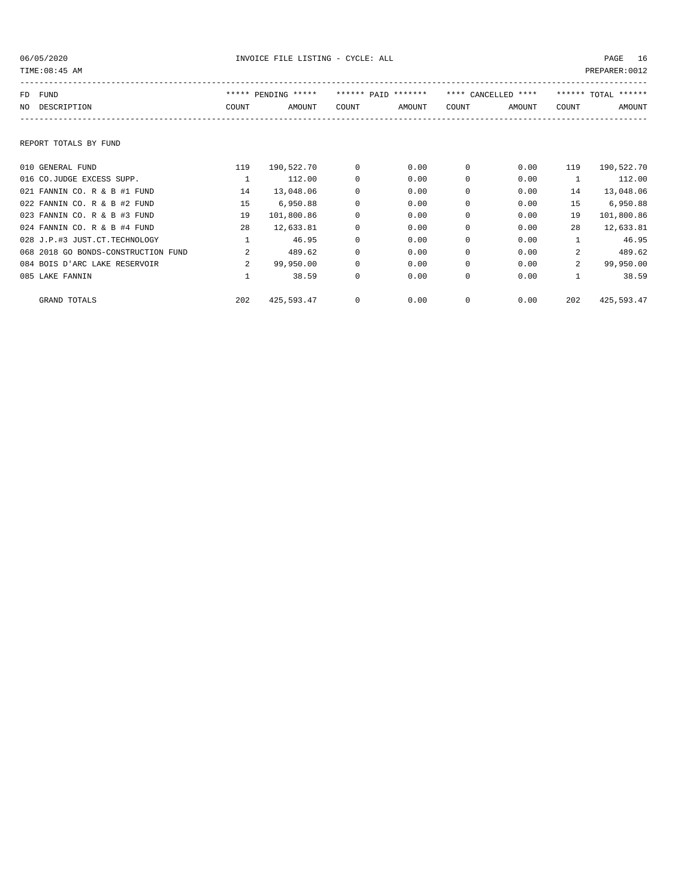REPORT TOTALS BY FUND

| FD NO | FUND DESCRIPTION | ***** PENDING ***** COUNT | AMOUNT | ****** PAID ******* COUNT | AMOUNT | **** CANCELLED **** COUNT | AMOUNT | ****** TOTAL ****** COUNT | AMOUNT |
|---|---|---|---|---|---|---|---|---|---|
| 010 | GENERAL FUND | 119 | 190,522.70 | 0 | 0.00 | 0 | 0.00 | 119 | 190,522.70 |
| 016 | CO.JUDGE EXCESS SUPP. | 1 | 112.00 | 0 | 0.00 | 0 | 0.00 | 1 | 112.00 |
| 021 | FANNIN CO. R & B #1 FUND | 14 | 13,048.06 | 0 | 0.00 | 0 | 0.00 | 14 | 13,048.06 |
| 022 | FANNIN CO. R & B #2 FUND | 15 | 6,950.88 | 0 | 0.00 | 0 | 0.00 | 15 | 6,950.88 |
| 023 | FANNIN CO. R & B #3 FUND | 19 | 101,800.86 | 0 | 0.00 | 0 | 0.00 | 19 | 101,800.86 |
| 024 | FANNIN CO. R & B #4 FUND | 28 | 12,633.81 | 0 | 0.00 | 0 | 0.00 | 28 | 12,633.81 |
| 028 | J.P.#3 JUST.CT.TECHNOLOGY | 1 | 46.95 | 0 | 0.00 | 0 | 0.00 | 1 | 46.95 |
| 068 | 2018 GO BONDS-CONSTRUCTION FUND | 2 | 489.62 | 0 | 0.00 | 0 | 0.00 | 2 | 489.62 |
| 084 | BOIS D'ARC LAKE RESERVOIR | 2 | 99,950.00 | 0 | 0.00 | 0 | 0.00 | 2 | 99,950.00 |
| 085 | LAKE FANNIN | 1 | 38.59 | 0 | 0.00 | 0 | 0.00 | 1 | 38.59 |
| | GRAND TOTALS | 202 | 425,593.47 | 0 | 0.00 | 0 | 0.00 | 202 | 425,593.47 |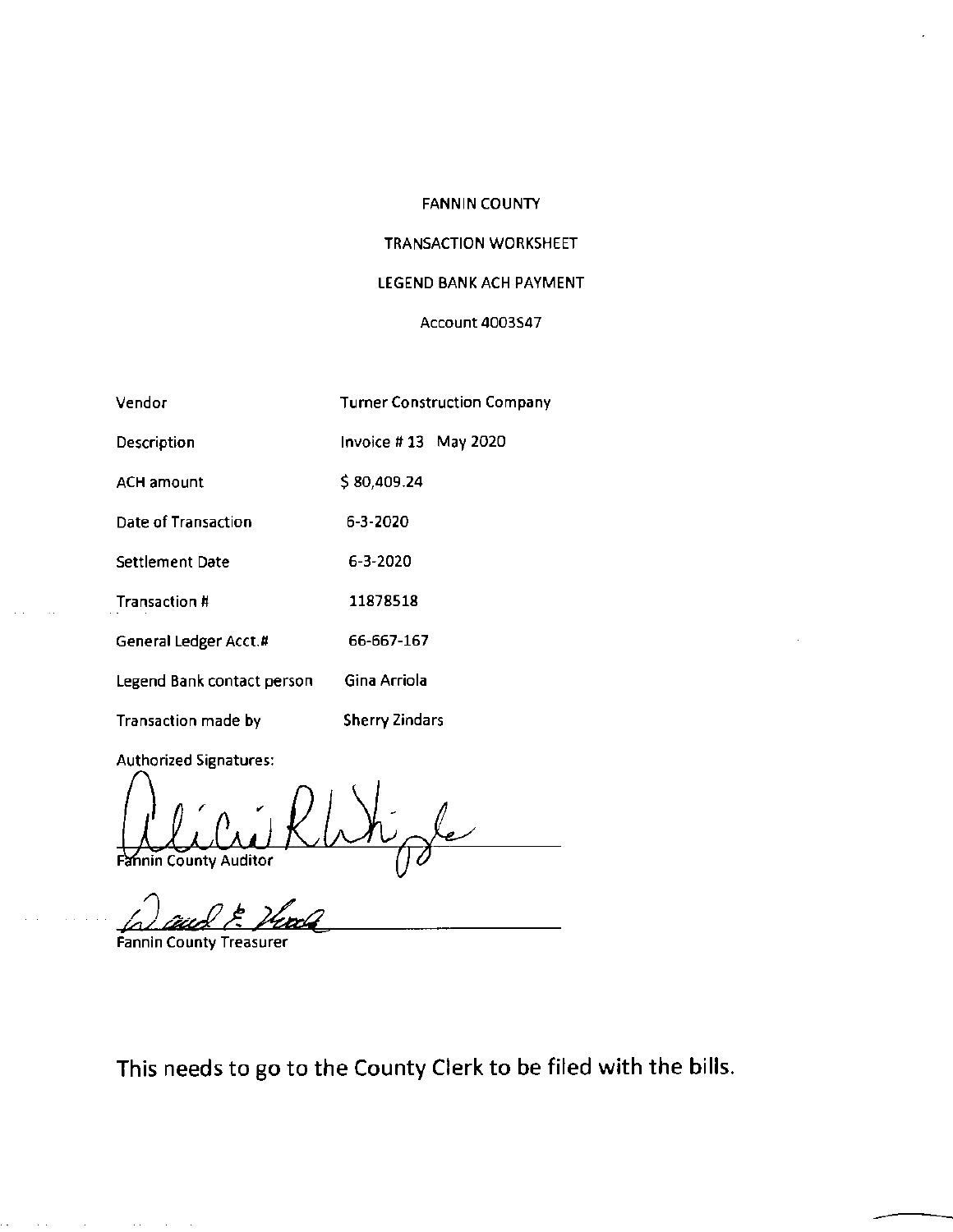FANNIN COUNTY

TRANSACTION WORKSHEET

LEGEND BANK ACH PAYMENT

Account 4003547

| | |
|---|---|
| Vendor | Turner Construction Company |
| Description | Invoice # 13 May 2020 |
| ACH amount | $ 80,409.24 |
| Date of Transaction | 6-3-2020 |
| Settlement Date | 6-3-2020 |
| Transaction # | 11878518 |
| General Ledger Acct.# | 66-667-167 |
| Legend Bank contact person | Gina Arriola |
| Transaction made by | Sherry Zindars |

Authorized Signatures:

Fannin County Auditor

Fannin County Treasurer

This needs to go to the County Clerk to be filed with the bills.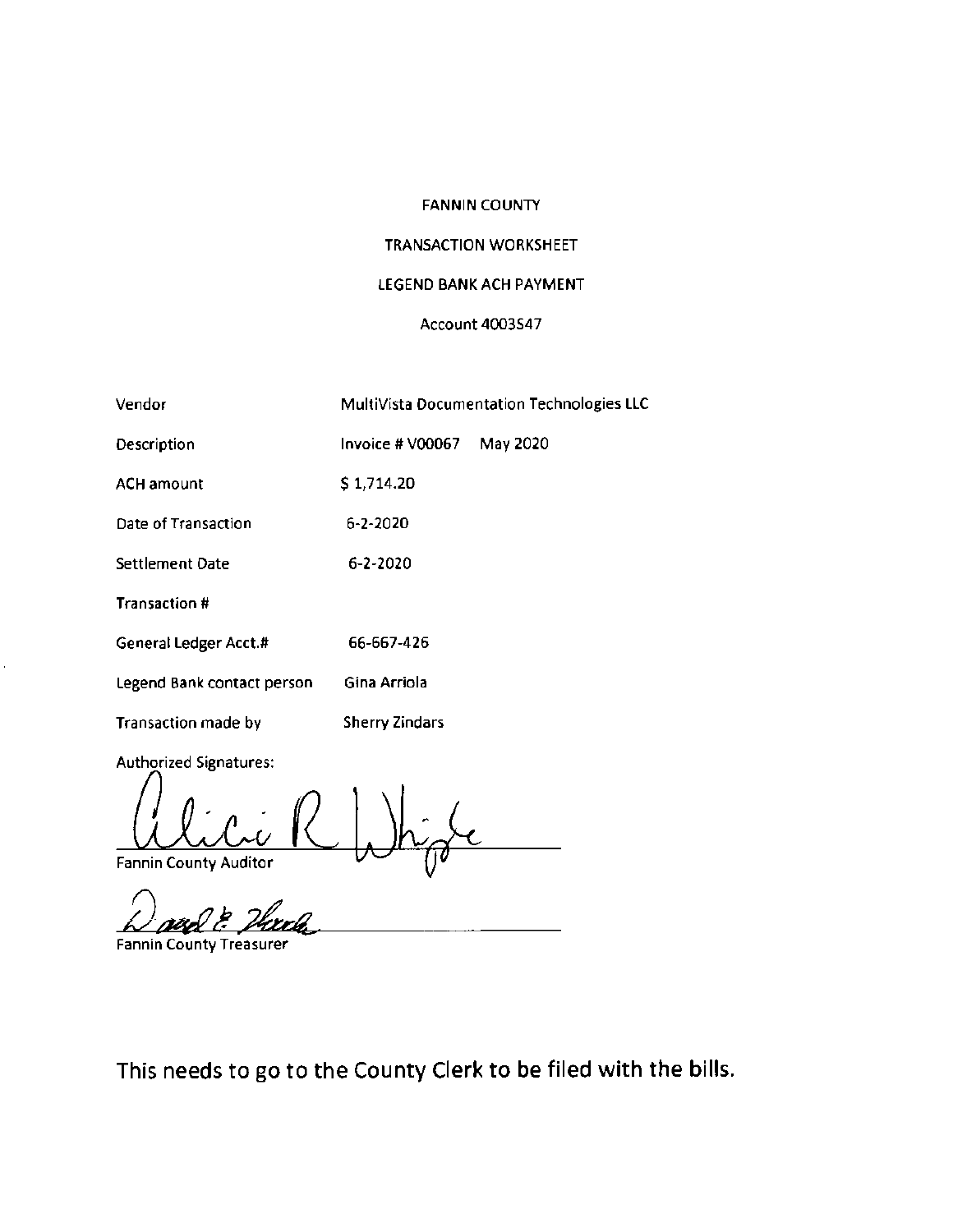FANNIN COUNTY

TRANSACTION WORKSHEET

LEGEND BANK ACH PAYMENT

Account 4003547

| | |
|---|---|
| Vendor | MultiVista Documentation Technologies LLC |
| Description | Invoice # V00067 May 2020 |
| ACH amount | $ 1,714.20 |
| Date of Transaction | 6-2-2020 |
| Settlement Date | 6-2-2020 |
| Transaction # | |
| General Ledger Acct.# | 66-667-426 |
| Legend Bank contact person | Gina Arriola |
| Transaction made by | Sherry Zindars |

Authorized Signatures:

Alicia R. White

Fannin County Auditor

David E. Woods

Fannin County Treasurer

This needs to go to the County Clerk to be filed with the bills.